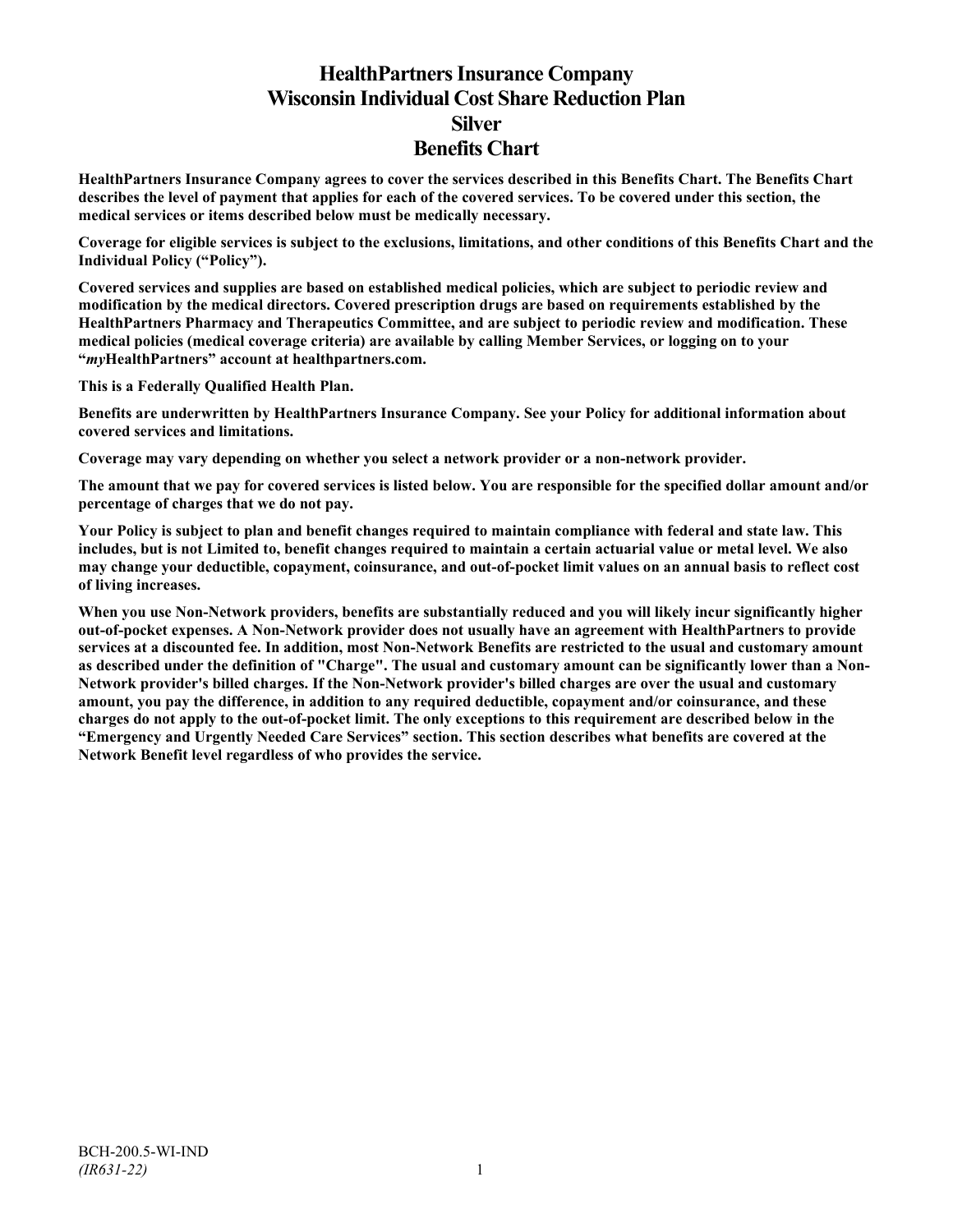# HealthPartners Insurance Company
# Wisconsin Individual Cost Share Reduction Plan
# Silver
# Benefits Chart

**HealthPartners Insurance Company agrees to cover the services described in this Benefits Chart. The Benefits Chart describes the level of payment that applies for each of the covered services. To be covered under this section, the medical services or items described below must be medically necessary.**

**Coverage for eligible services is subject to the exclusions, limitations, and other conditions of this Benefits Chart and the Individual Policy ("Policy").**

**Covered services and supplies are based on established medical policies, which are subject to periodic review and modification by the medical directors. Covered prescription drugs are based on requirements established by the HealthPartners Pharmacy and Therapeutics Committee, and are subject to periodic review and modification. These medical policies (medical coverage criteria) are available by calling Member Services, or logging on to your "*my*HealthPartners" account at healthpartners.com.**

**This is a Federally Qualified Health Plan.**

**Benefits are underwritten by HealthPartners Insurance Company. See your Policy for additional information about covered services and limitations.**

**Coverage may vary depending on whether you select a network provider or a non-network provider.**

**The amount that we pay for covered services is listed below. You are responsible for the specified dollar amount and/or percentage of charges that we do not pay.**

**Your Policy is subject to plan and benefit changes required to maintain compliance with federal and state law. This includes, but is not Limited to, benefit changes required to maintain a certain actuarial value or metal level. We also may change your deductible, copayment, coinsurance, and out-of-pocket limit values on an annual basis to reflect cost of living increases.**

**When you use Non-Network providers, benefits are substantially reduced and you will likely incur significantly higher out-of-pocket expenses. A Non-Network provider does not usually have an agreement with HealthPartners to provide services at a discounted fee. In addition, most Non-Network Benefits are restricted to the usual and customary amount as described under the definition of "Charge". The usual and customary amount can be significantly lower than a Non-Network provider's billed charges. If the Non-Network provider's billed charges are over the usual and customary amount, you pay the difference, in addition to any required deductible, copayment and/or coinsurance, and these charges do not apply to the out-of-pocket limit. The only exceptions to this requirement are described below in the "Emergency and Urgently Needed Care Services" section. This section describes what benefits are covered at the Network Benefit level regardless of who provides the service.**

BCH-200.5-WI-IND
*(IR631-22)*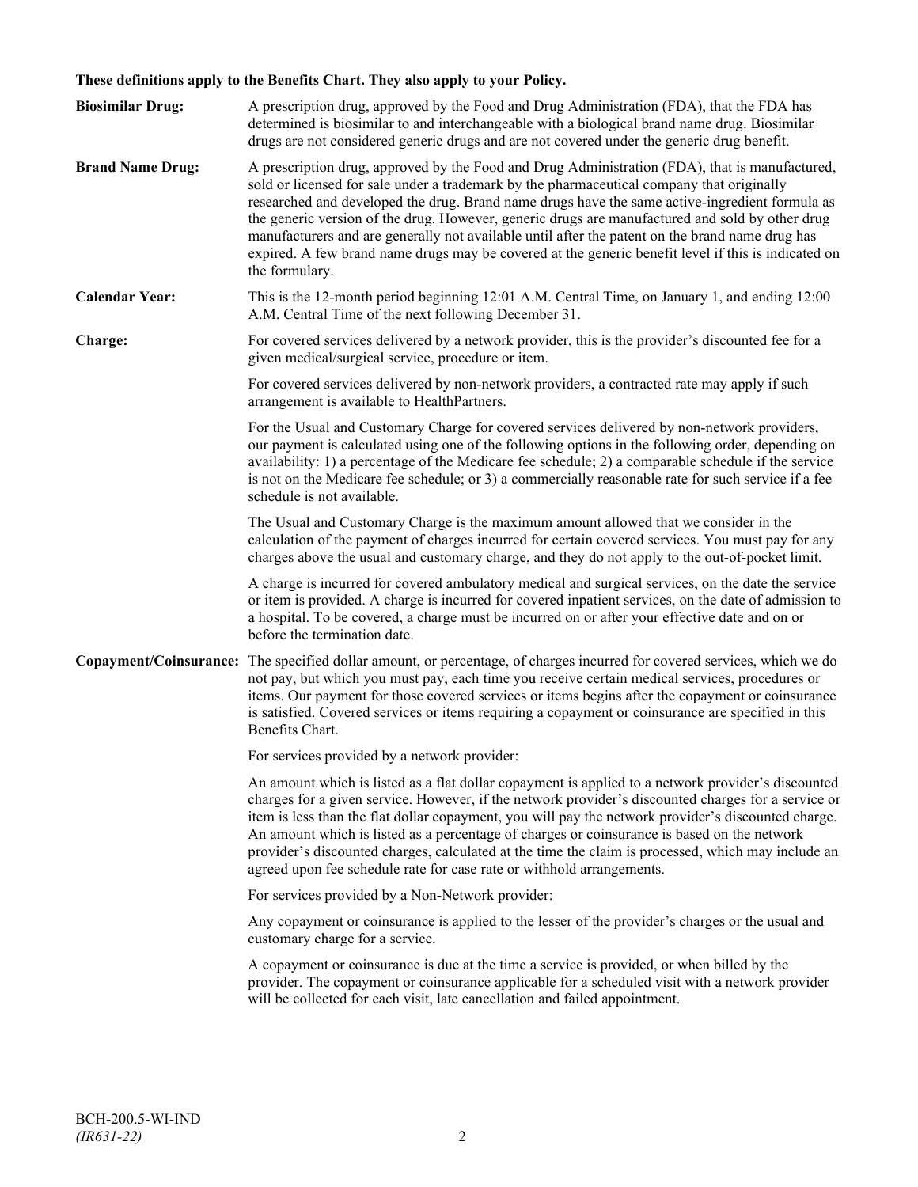**These definitions apply to the Benefits Chart. They also apply to your Policy.**

**Biosimilar Drug:** A prescription drug, approved by the Food and Drug Administration (FDA), that the FDA has determined is biosimilar to and interchangeable with a biological brand name drug. Biosimilar drugs are not considered generic drugs and are not covered under the generic drug benefit.

**Brand Name Drug:** A prescription drug, approved by the Food and Drug Administration (FDA), that is manufactured, sold or licensed for sale under a trademark by the pharmaceutical company that originally researched and developed the drug. Brand name drugs have the same active-ingredient formula as the generic version of the drug. However, generic drugs are manufactured and sold by other drug manufacturers and are generally not available until after the patent on the brand name drug has expired. A few brand name drugs may be covered at the generic benefit level if this is indicated on the formulary.

**Calendar Year:** This is the 12-month period beginning 12:01 A.M. Central Time, on January 1, and ending 12:00 A.M. Central Time of the next following December 31.

**Charge:** For covered services delivered by a network provider, this is the provider's discounted fee for a given medical/surgical service, procedure or item.

For covered services delivered by non-network providers, a contracted rate may apply if such arrangement is available to HealthPartners.

For the Usual and Customary Charge for covered services delivered by non-network providers, our payment is calculated using one of the following options in the following order, depending on availability: 1) a percentage of the Medicare fee schedule; 2) a comparable schedule if the service is not on the Medicare fee schedule; or 3) a commercially reasonable rate for such service if a fee schedule is not available.

The Usual and Customary Charge is the maximum amount allowed that we consider in the calculation of the payment of charges incurred for certain covered services. You must pay for any charges above the usual and customary charge, and they do not apply to the out-of-pocket limit.

A charge is incurred for covered ambulatory medical and surgical services, on the date the service or item is provided. A charge is incurred for covered inpatient services, on the date of admission to a hospital. To be covered, a charge must be incurred on or after your effective date and on or before the termination date.

**Copayment/Coinsurance:** The specified dollar amount, or percentage, of charges incurred for covered services, which we do not pay, but which you must pay, each time you receive certain medical services, procedures or items. Our payment for those covered services or items begins after the copayment or coinsurance is satisfied. Covered services or items requiring a copayment or coinsurance are specified in this Benefits Chart.

For services provided by a network provider:

An amount which is listed as a flat dollar copayment is applied to a network provider's discounted charges for a given service. However, if the network provider's discounted charges for a service or item is less than the flat dollar copayment, you will pay the network provider's discounted charge. An amount which is listed as a percentage of charges or coinsurance is based on the network provider's discounted charges, calculated at the time the claim is processed, which may include an agreed upon fee schedule rate for case rate or withhold arrangements.

For services provided by a Non-Network provider:

Any copayment or coinsurance is applied to the lesser of the provider's charges or the usual and customary charge for a service.

A copayment or coinsurance is due at the time a service is provided, or when billed by the provider. The copayment or coinsurance applicable for a scheduled visit with a network provider will be collected for each visit, late cancellation and failed appointment.

BCH-200.5-WI-IND
*(IR631-22)*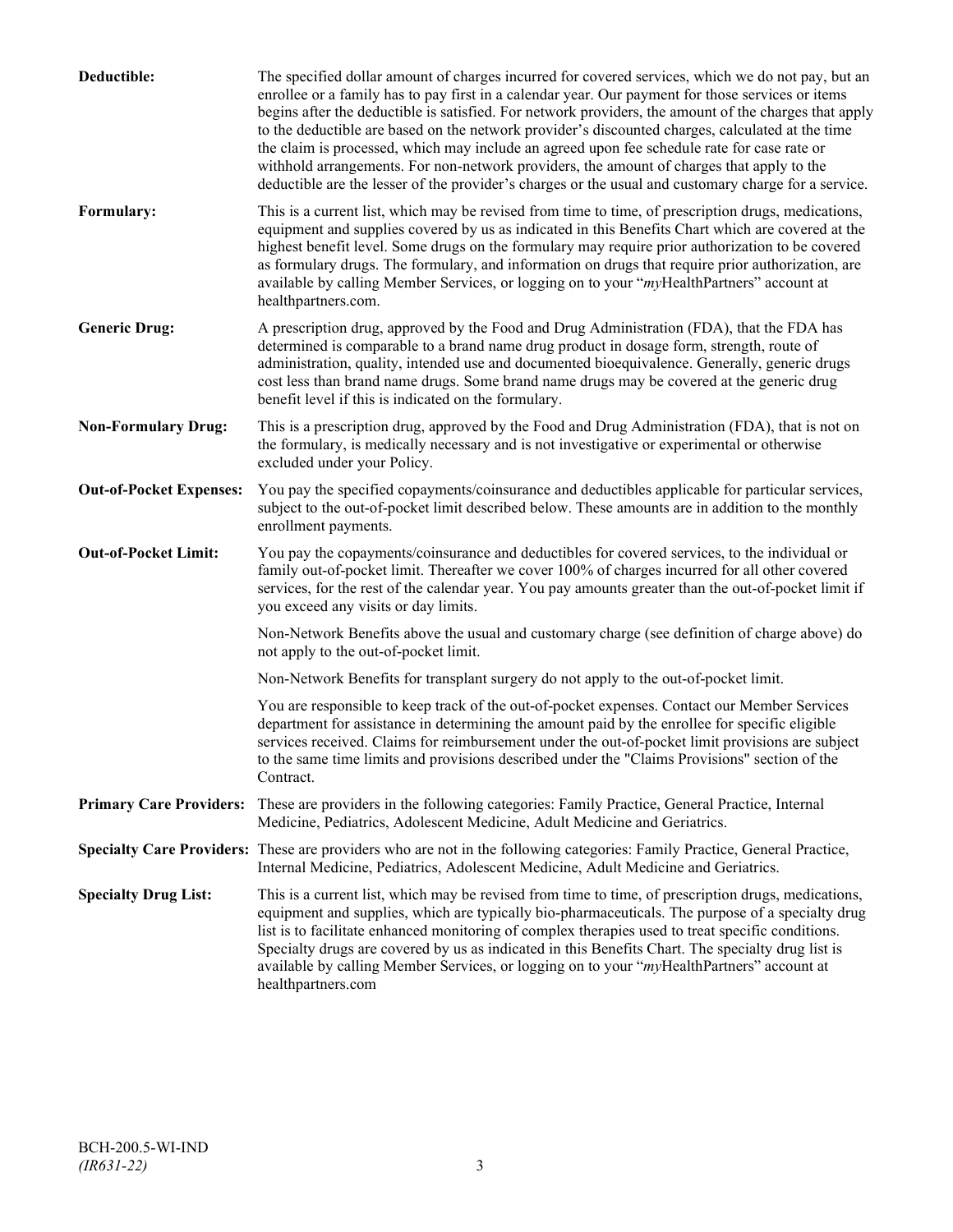**Deductible:** The specified dollar amount of charges incurred for covered services, which we do not pay, but an enrollee or a family has to pay first in a calendar year. Our payment for those services or items begins after the deductible is satisfied. For network providers, the amount of the charges that apply to the deductible are based on the network provider's discounted charges, calculated at the time the claim is processed, which may include an agreed upon fee schedule rate for case rate or withhold arrangements. For non-network providers, the amount of charges that apply to the deductible are the lesser of the provider's charges or the usual and customary charge for a service.

**Formulary:** This is a current list, which may be revised from time to time, of prescription drugs, medications, equipment and supplies covered by us as indicated in this Benefits Chart which are covered at the highest benefit level. Some drugs on the formulary may require prior authorization to be covered as formulary drugs. The formulary, and information on drugs that require prior authorization, are available by calling Member Services, or logging on to your "*my*HealthPartners" account at healthpartners.com.

**Generic Drug:** A prescription drug, approved by the Food and Drug Administration (FDA), that the FDA has determined is comparable to a brand name drug product in dosage form, strength, route of administration, quality, intended use and documented bioequivalence. Generally, generic drugs cost less than brand name drugs. Some brand name drugs may be covered at the generic drug benefit level if this is indicated on the formulary.

**Non-Formulary Drug:** This is a prescription drug, approved by the Food and Drug Administration (FDA), that is not on the formulary, is medically necessary and is not investigative or experimental or otherwise excluded under your Policy.

**Out-of-Pocket Expenses:** You pay the specified copayments/coinsurance and deductibles applicable for particular services, subject to the out-of-pocket limit described below. These amounts are in addition to the monthly enrollment payments.

**Out-of-Pocket Limit:** You pay the copayments/coinsurance and deductibles for covered services, to the individual or family out-of-pocket limit. Thereafter we cover 100% of charges incurred for all other covered services, for the rest of the calendar year. You pay amounts greater than the out-of-pocket limit if you exceed any visits or day limits.

Non-Network Benefits above the usual and customary charge (see definition of charge above) do not apply to the out-of-pocket limit.

Non-Network Benefits for transplant surgery do not apply to the out-of-pocket limit.

You are responsible to keep track of the out-of-pocket expenses. Contact our Member Services department for assistance in determining the amount paid by the enrollee for specific eligible services received. Claims for reimbursement under the out-of-pocket limit provisions are subject to the same time limits and provisions described under the "Claims Provisions" section of the Contract.

**Primary Care Providers:** These are providers in the following categories: Family Practice, General Practice, Internal Medicine, Pediatrics, Adolescent Medicine, Adult Medicine and Geriatrics.

**Specialty Care Providers:** These are providers who are not in the following categories: Family Practice, General Practice, Internal Medicine, Pediatrics, Adolescent Medicine, Adult Medicine and Geriatrics.

**Specialty Drug List:** This is a current list, which may be revised from time to time, of prescription drugs, medications, equipment and supplies, which are typically bio-pharmaceuticals. The purpose of a specialty drug list is to facilitate enhanced monitoring of complex therapies used to treat specific conditions. Specialty drugs are covered by us as indicated in this Benefits Chart. The specialty drug list is available by calling Member Services, or logging on to your "*my*HealthPartners" account at healthpartners.com

BCH-200.5-WI-IND
*(IR631-22)*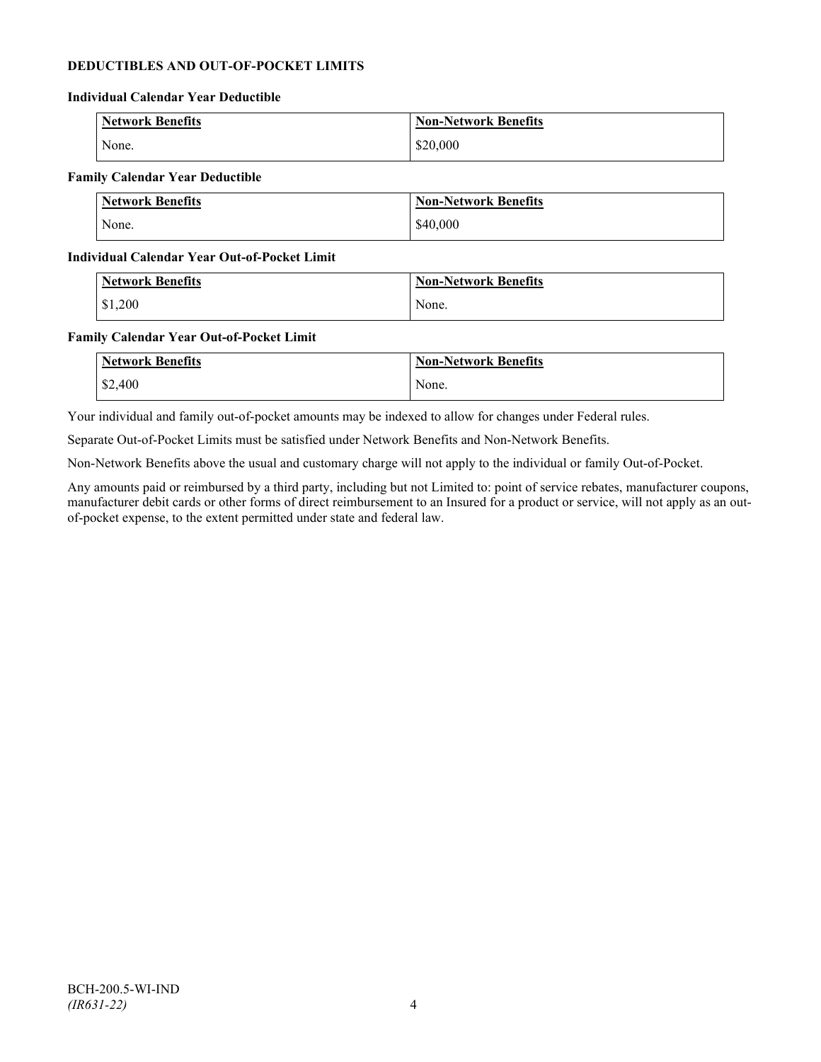## DEDUCTIBLES AND OUT-OF-POCKET LIMITS

### Individual Calendar Year Deductible

| Network Benefits | Non-Network Benefits |
|---|---|
| None. | $20,000 |

### Family Calendar Year Deductible

| Network Benefits | Non-Network Benefits |
|---|---|
| None. | $40,000 |

### Individual Calendar Year Out-of-Pocket Limit

| Network Benefits | Non-Network Benefits |
|---|---|
| $1,200 | None. |

### Family Calendar Year Out-of-Pocket Limit

| Network Benefits | Non-Network Benefits |
|---|---|
| $2,400 | None. |

Your individual and family out-of-pocket amounts may be indexed to allow for changes under Federal rules.

Separate Out-of-Pocket Limits must be satisfied under Network Benefits and Non-Network Benefits.

Non-Network Benefits above the usual and customary charge will not apply to the individual or family Out-of-Pocket.

Any amounts paid or reimbursed by a third party, including but not Limited to: point of service rebates, manufacturer coupons, manufacturer debit cards or other forms of direct reimbursement to an Insured for a product or service, will not apply as an out-of-pocket expense, to the extent permitted under state and federal law.

BCH-200.5-WI-IND
*(IR631-22)*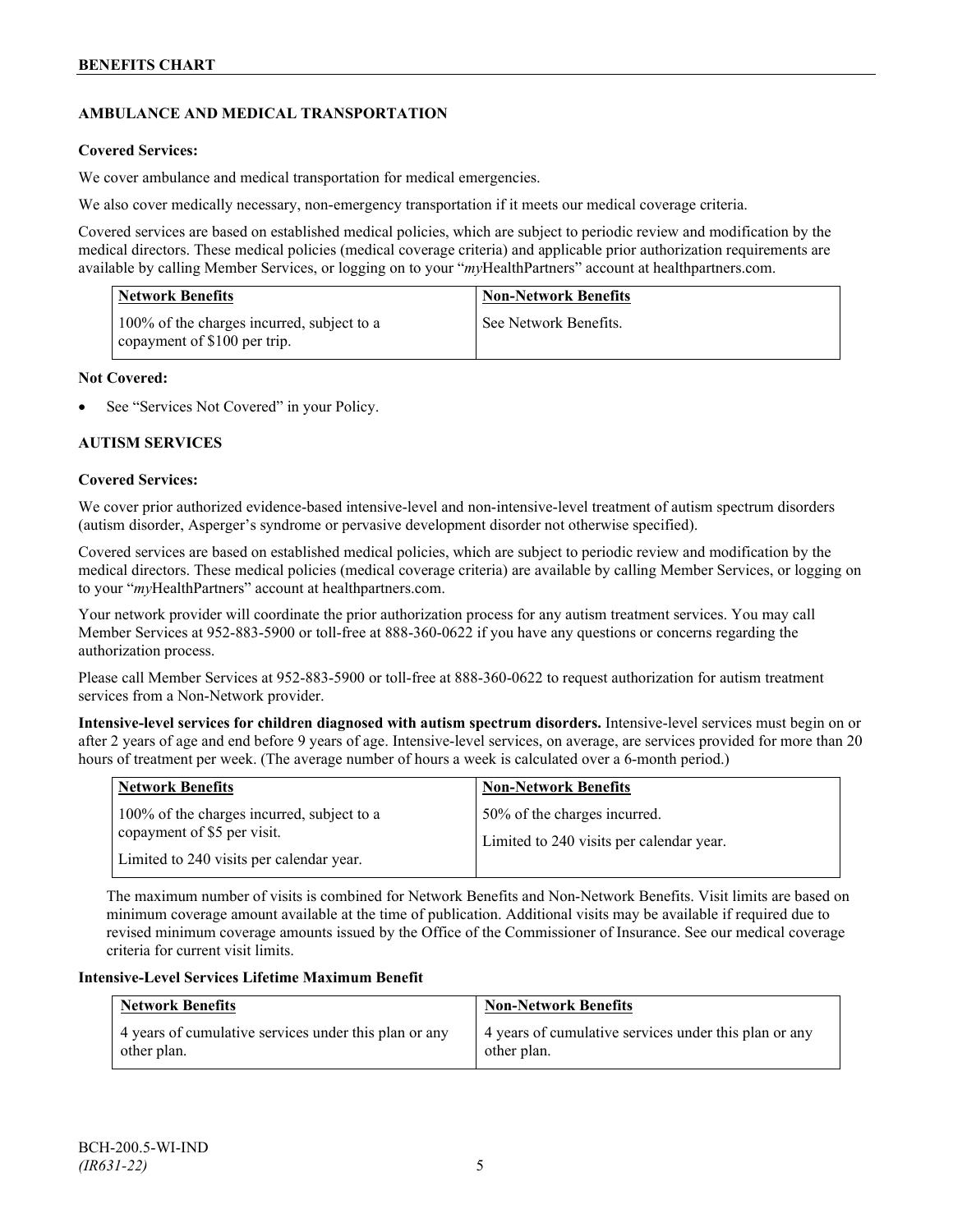## AMBULANCE AND MEDICAL TRANSPORTATION

**Covered Services:**

We cover ambulance and medical transportation for medical emergencies.

We also cover medically necessary, non-emergency transportation if it meets our medical coverage criteria.

Covered services are based on established medical policies, which are subject to periodic review and modification by the medical directors. These medical policies (medical coverage criteria) and applicable prior authorization requirements are available by calling Member Services, or logging on to your "*my*HealthPartners" account at healthpartners.com.

| Network Benefits | Non-Network Benefits |
|---|---|
| 100% of the charges incurred, subject to a copayment of $100 per trip. | See Network Benefits. |

**Not Covered:**

- See "Services Not Covered" in your Policy.

## AUTISM SERVICES

**Covered Services:**

We cover prior authorized evidence-based intensive-level and non-intensive-level treatment of autism spectrum disorders (autism disorder, Asperger's syndrome or pervasive development disorder not otherwise specified).

Covered services are based on established medical policies, which are subject to periodic review and modification by the medical directors. These medical policies (medical coverage criteria) are available by calling Member Services, or logging on to your "*my*HealthPartners" account at healthpartners.com.

Your network provider will coordinate the prior authorization process for any autism treatment services. You may call Member Services at 952-883-5900 or toll-free at 888-360-0622 if you have any questions or concerns regarding the authorization process.

Please call Member Services at 952-883-5900 or toll-free at 888-360-0622 to request authorization for autism treatment services from a Non-Network provider.

**Intensive-level services for children diagnosed with autism spectrum disorders.** Intensive-level services must begin on or after 2 years of age and end before 9 years of age. Intensive-level services, on average, are services provided for more than 20 hours of treatment per week. (The average number of hours a week is calculated over a 6-month period.)

| Network Benefits | Non-Network Benefits |
|---|---|
| 100% of the charges incurred, subject to a copayment of $5 per visit.<br><br>Limited to 240 visits per calendar year. | 50% of the charges incurred.<br><br>Limited to 240 visits per calendar year. |

The maximum number of visits is combined for Network Benefits and Non-Network Benefits. Visit limits are based on minimum coverage amount available at the time of publication. Additional visits may be available if required due to revised minimum coverage amounts issued by the Office of the Commissioner of Insurance. See our medical coverage criteria for current visit limits.

**Intensive-Level Services Lifetime Maximum Benefit**

| Network Benefits | Non-Network Benefits |
|---|---|
| 4 years of cumulative services under this plan or any other plan. | 4 years of cumulative services under this plan or any other plan. |

BCH-200.5-WI-IND
*(IR631-22)*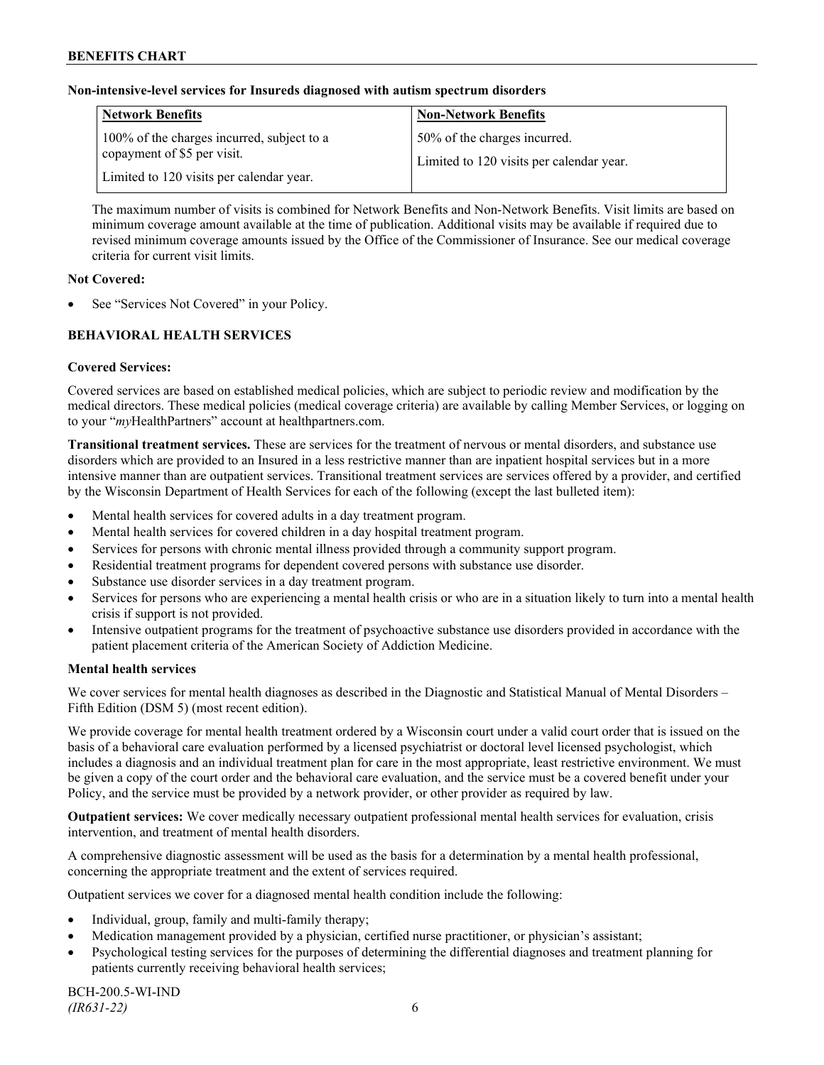**Non-intensive-level services for Insureds diagnosed with autism spectrum disorders**

| Network Benefits | Non-Network Benefits |
| --- | --- |
| 100% of the charges incurred, subject to a copayment of $5 per visit.<br><br>Limited to 120 visits per calendar year. | 50% of the charges incurred.<br><br>Limited to 120 visits per calendar year. |

The maximum number of visits is combined for Network Benefits and Non-Network Benefits. Visit limits are based on minimum coverage amount available at the time of publication. Additional visits may be available if required due to revised minimum coverage amounts issued by the Office of the Commissioner of Insurance. See our medical coverage criteria for current visit limits.

**Not Covered:**

- See "Services Not Covered" in your Policy.

## BEHAVIORAL HEALTH SERVICES

**Covered Services:**

Covered services are based on established medical policies, which are subject to periodic review and modification by the medical directors. These medical policies (medical coverage criteria) are available by calling Member Services, or logging on to your "*my*HealthPartners" account at healthpartners.com.

**Transitional treatment services.** These are services for the treatment of nervous or mental disorders, and substance use disorders which are provided to an Insured in a less restrictive manner than are inpatient hospital services but in a more intensive manner than are outpatient services. Transitional treatment services are services offered by a provider, and certified by the Wisconsin Department of Health Services for each of the following (except the last bulleted item):

- Mental health services for covered adults in a day treatment program.
- Mental health services for covered children in a day hospital treatment program.
- Services for persons with chronic mental illness provided through a community support program.
- Residential treatment programs for dependent covered persons with substance use disorder.
- Substance use disorder services in a day treatment program.
- Services for persons who are experiencing a mental health crisis or who are in a situation likely to turn into a mental health crisis if support is not provided.
- Intensive outpatient programs for the treatment of psychoactive substance use disorders provided in accordance with the patient placement criteria of the American Society of Addiction Medicine.

**Mental health services**

We cover services for mental health diagnoses as described in the Diagnostic and Statistical Manual of Mental Disorders – Fifth Edition (DSM 5) (most recent edition).

We provide coverage for mental health treatment ordered by a Wisconsin court under a valid court order that is issued on the basis of a behavioral care evaluation performed by a licensed psychiatrist or doctoral level licensed psychologist, which includes a diagnosis and an individual treatment plan for care in the most appropriate, least restrictive environment. We must be given a copy of the court order and the behavioral care evaluation, and the service must be a covered benefit under your Policy, and the service must be provided by a network provider, or other provider as required by law.

**Outpatient services:** We cover medically necessary outpatient professional mental health services for evaluation, crisis intervention, and treatment of mental health disorders.

A comprehensive diagnostic assessment will be used as the basis for a determination by a mental health professional, concerning the appropriate treatment and the extent of services required.

Outpatient services we cover for a diagnosed mental health condition include the following:

- Individual, group, family and multi-family therapy;
- Medication management provided by a physician, certified nurse practitioner, or physician's assistant;
- Psychological testing services for the purposes of determining the differential diagnoses and treatment planning for patients currently receiving behavioral health services;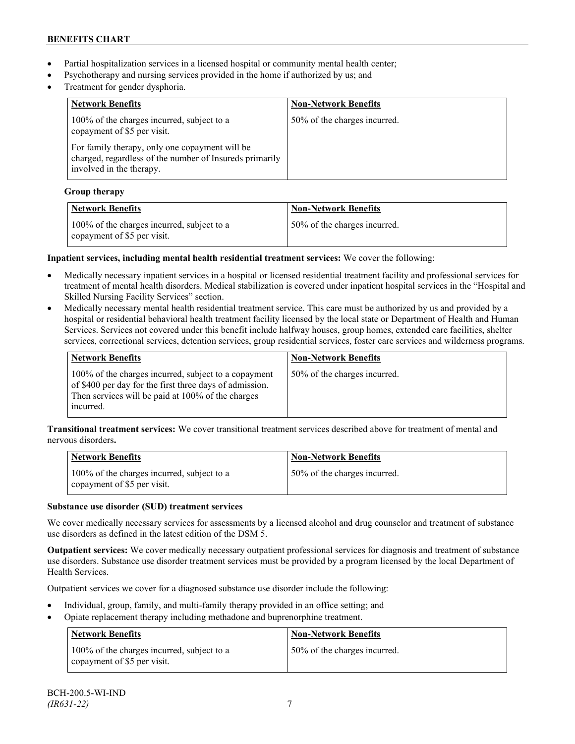- Partial hospitalization services in a licensed hospital or community mental health center;
- Psychotherapy and nursing services provided in the home if authorized by us; and
- Treatment for gender dysphoria.

| Network Benefits | Non-Network Benefits |
| --- | --- |
| 100% of the charges incurred, subject to a copayment of $5 per visit.<br><br>For family therapy, only one copayment will be charged, regardless of the number of Insureds primarily involved in the therapy. | 50% of the charges incurred. |

**Group therapy**

| Network Benefits | Non-Network Benefits |
| --- | --- |
| 100% of the charges incurred, subject to a copayment of $5 per visit. | 50% of the charges incurred. |

**Inpatient services, including mental health residential treatment services:** We cover the following:

- Medically necessary inpatient services in a hospital or licensed residential treatment facility and professional services for treatment of mental health disorders. Medical stabilization is covered under inpatient hospital services in the "Hospital and Skilled Nursing Facility Services" section.
- Medically necessary mental health residential treatment service. This care must be authorized by us and provided by a hospital or residential behavioral health treatment facility licensed by the local state or Department of Health and Human Services. Services not covered under this benefit include halfway houses, group homes, extended care facilities, shelter services, correctional services, detention services, group residential services, foster care services and wilderness programs.

| Network Benefits | Non-Network Benefits |
| --- | --- |
| 100% of the charges incurred, subject to a copayment of $400 per day for the first three days of admission. Then services will be paid at 100% of the charges incurred. | 50% of the charges incurred. |

**Transitional treatment services:** We cover transitional treatment services described above for treatment of mental and nervous disorders**.**

| Network Benefits | Non-Network Benefits |
| --- | --- |
| 100% of the charges incurred, subject to a copayment of $5 per visit. | 50% of the charges incurred. |

**Substance use disorder (SUD) treatment services**

We cover medically necessary services for assessments by a licensed alcohol and drug counselor and treatment of substance use disorders as defined in the latest edition of the DSM 5.

**Outpatient services:** We cover medically necessary outpatient professional services for diagnosis and treatment of substance use disorders. Substance use disorder treatment services must be provided by a program licensed by the local Department of Health Services.

Outpatient services we cover for a diagnosed substance use disorder include the following:

- Individual, group, family, and multi-family therapy provided in an office setting; and
- Opiate replacement therapy including methadone and buprenorphine treatment.

| Network Benefits | Non-Network Benefits |
| --- | --- |
| 100% of the charges incurred, subject to a copayment of $5 per visit. | 50% of the charges incurred. |

BCH-200.5-WI-IND
*(IR631-22)*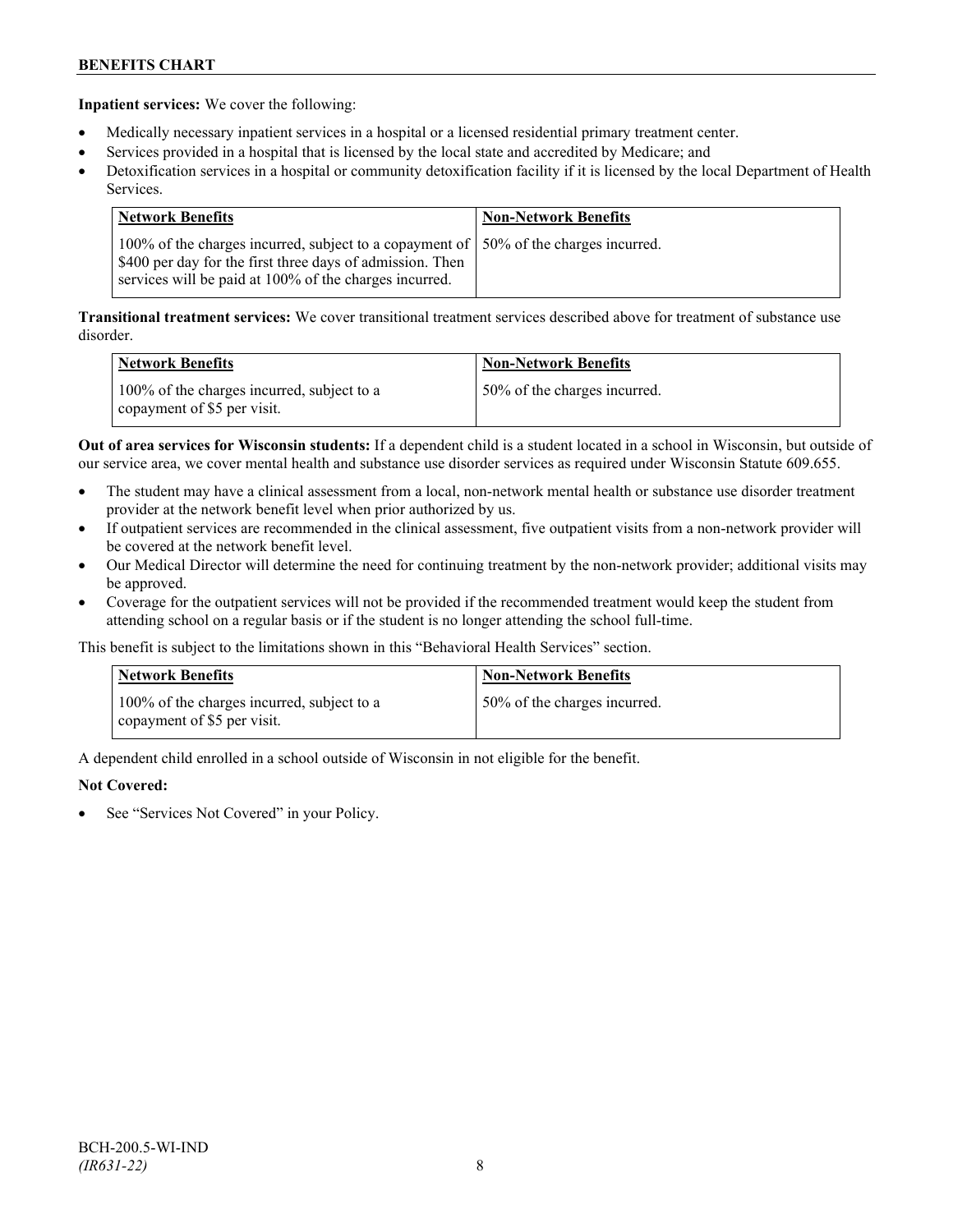**Inpatient services:** We cover the following:

- Medically necessary inpatient services in a hospital or a licensed residential primary treatment center.
- Services provided in a hospital that is licensed by the local state and accredited by Medicare; and
- Detoxification services in a hospital or community detoxification facility if it is licensed by the local Department of Health Services.

| Network Benefits | Non-Network Benefits |
|---|---|
| 100% of the charges incurred, subject to a copayment of $400 per day for the first three days of admission. Then services will be paid at 100% of the charges incurred. | 50% of the charges incurred. |

**Transitional treatment services:** We cover transitional treatment services described above for treatment of substance use disorder.

| Network Benefits | Non-Network Benefits |
|---|---|
| 100% of the charges incurred, subject to a copayment of $5 per visit. | 50% of the charges incurred. |

**Out of area services for Wisconsin students:** If a dependent child is a student located in a school in Wisconsin, but outside of our service area, we cover mental health and substance use disorder services as required under Wisconsin Statute 609.655.

- The student may have a clinical assessment from a local, non-network mental health or substance use disorder treatment provider at the network benefit level when prior authorized by us.
- If outpatient services are recommended in the clinical assessment, five outpatient visits from a non-network provider will be covered at the network benefit level.
- Our Medical Director will determine the need for continuing treatment by the non-network provider; additional visits may be approved.
- Coverage for the outpatient services will not be provided if the recommended treatment would keep the student from attending school on a regular basis or if the student is no longer attending the school full-time.

This benefit is subject to the limitations shown in this "Behavioral Health Services" section.

| Network Benefits | Non-Network Benefits |
|---|---|
| 100% of the charges incurred, subject to a copayment of $5 per visit. | 50% of the charges incurred. |

A dependent child enrolled in a school outside of Wisconsin in not eligible for the benefit.

**Not Covered:**

- See "Services Not Covered" in your Policy.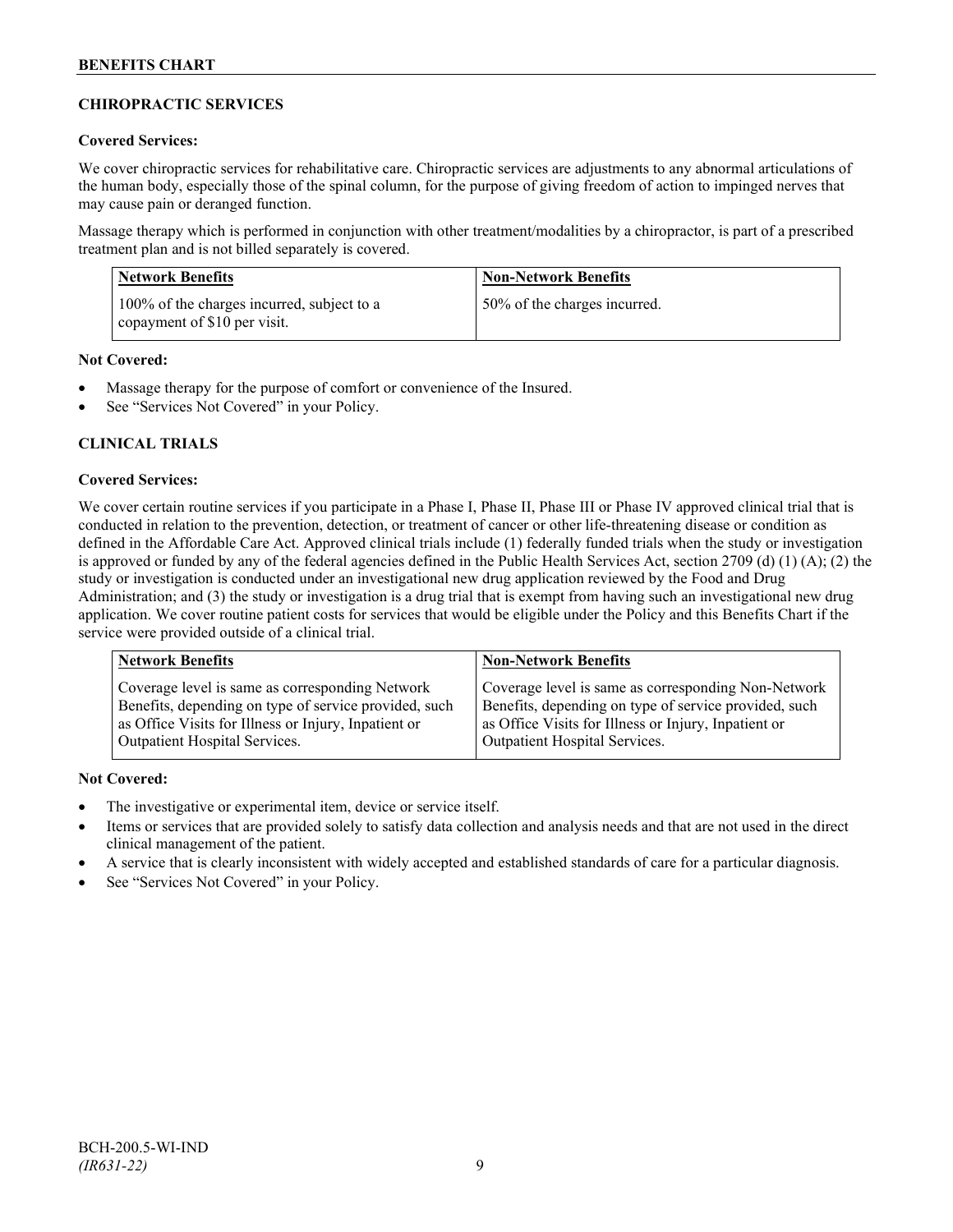## CHIROPRACTIC SERVICES

**Covered Services:**

We cover chiropractic services for rehabilitative care. Chiropractic services are adjustments to any abnormal articulations of the human body, especially those of the spinal column, for the purpose of giving freedom of action to impinged nerves that may cause pain or deranged function.

Massage therapy which is performed in conjunction with other treatment/modalities by a chiropractor, is part of a prescribed treatment plan and is not billed separately is covered.

| Network Benefits | Non-Network Benefits |
| --- | --- |
| 100% of the charges incurred, subject to a copayment of $10 per visit. | 50% of the charges incurred. |

**Not Covered:**

- Massage therapy for the purpose of comfort or convenience of the Insured.
- See "Services Not Covered" in your Policy.

## CLINICAL TRIALS

**Covered Services:**

We cover certain routine services if you participate in a Phase I, Phase II, Phase III or Phase IV approved clinical trial that is conducted in relation to the prevention, detection, or treatment of cancer or other life-threatening disease or condition as defined in the Affordable Care Act. Approved clinical trials include (1) federally funded trials when the study or investigation is approved or funded by any of the federal agencies defined in the Public Health Services Act, section 2709 (d) (1) (A); (2) the study or investigation is conducted under an investigational new drug application reviewed by the Food and Drug Administration; and (3) the study or investigation is a drug trial that is exempt from having such an investigational new drug application. We cover routine patient costs for services that would be eligible under the Policy and this Benefits Chart if the service were provided outside of a clinical trial.

| Network Benefits | Non-Network Benefits |
| --- | --- |
| Coverage level is same as corresponding Network Benefits, depending on type of service provided, such as Office Visits for Illness or Injury, Inpatient or Outpatient Hospital Services. | Coverage level is same as corresponding Non-Network Benefits, depending on type of service provided, such as Office Visits for Illness or Injury, Inpatient or Outpatient Hospital Services. |

**Not Covered:**

- The investigative or experimental item, device or service itself.
- Items or services that are provided solely to satisfy data collection and analysis needs and that are not used in the direct clinical management of the patient.
- A service that is clearly inconsistent with widely accepted and established standards of care for a particular diagnosis.
- See "Services Not Covered" in your Policy.

BCH-200.5-WI-IND
*(IR631-22)*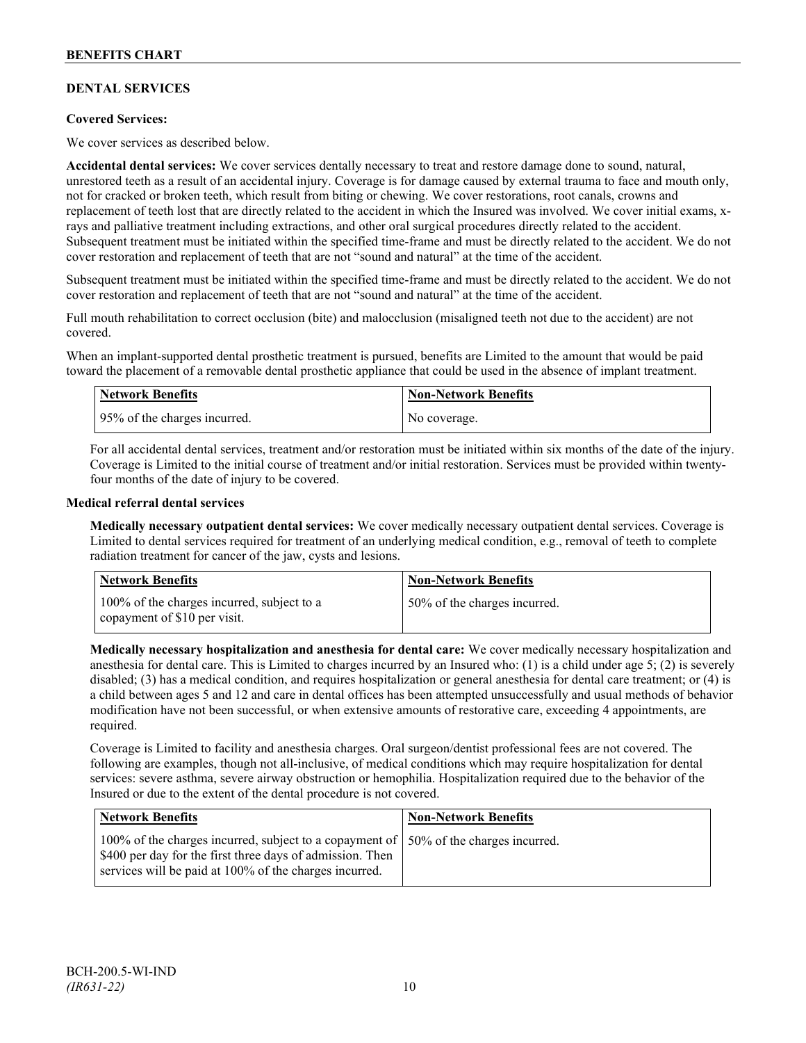## DENTAL SERVICES

### Covered Services:

We cover services as described below.

**Accidental dental services:** We cover services dentally necessary to treat and restore damage done to sound, natural, unrestored teeth as a result of an accidental injury. Coverage is for damage caused by external trauma to face and mouth only, not for cracked or broken teeth, which result from biting or chewing. We cover restorations, root canals, crowns and replacement of teeth lost that are directly related to the accident in which the Insured was involved. We cover initial exams, x-rays and palliative treatment including extractions, and other oral surgical procedures directly related to the accident. Subsequent treatment must be initiated within the specified time-frame and must be directly related to the accident. We do not cover restoration and replacement of teeth that are not "sound and natural" at the time of the accident.

Subsequent treatment must be initiated within the specified time-frame and must be directly related to the accident. We do not cover restoration and replacement of teeth that are not "sound and natural" at the time of the accident.

Full mouth rehabilitation to correct occlusion (bite) and malocclusion (misaligned teeth not due to the accident) are not covered.

When an implant-supported dental prosthetic treatment is pursued, benefits are Limited to the amount that would be paid toward the placement of a removable dental prosthetic appliance that could be used in the absence of implant treatment.

| Network Benefits | Non-Network Benefits |
|---|---|
| 95% of the charges incurred. | No coverage. |

For all accidental dental services, treatment and/or restoration must be initiated within six months of the date of the injury. Coverage is Limited to the initial course of treatment and/or initial restoration. Services must be provided within twenty-four months of the date of injury to be covered.

### Medical referral dental services

**Medically necessary outpatient dental services:** We cover medically necessary outpatient dental services. Coverage is Limited to dental services required for treatment of an underlying medical condition, e.g., removal of teeth to complete radiation treatment for cancer of the jaw, cysts and lesions.

| Network Benefits | Non-Network Benefits |
|---|---|
| 100% of the charges incurred, subject to a copayment of $10 per visit. | 50% of the charges incurred. |

**Medically necessary hospitalization and anesthesia for dental care:** We cover medically necessary hospitalization and anesthesia for dental care. This is Limited to charges incurred by an Insured who: (1) is a child under age 5; (2) is severely disabled; (3) has a medical condition, and requires hospitalization or general anesthesia for dental care treatment; or (4) is a child between ages 5 and 12 and care in dental offices has been attempted unsuccessfully and usual methods of behavior modification have not been successful, or when extensive amounts of restorative care, exceeding 4 appointments, are required.

Coverage is Limited to facility and anesthesia charges. Oral surgeon/dentist professional fees are not covered. The following are examples, though not all-inclusive, of medical conditions which may require hospitalization for dental services: severe asthma, severe airway obstruction or hemophilia. Hospitalization required due to the behavior of the Insured or due to the extent of the dental procedure is not covered.

| Network Benefits | Non-Network Benefits |
|---|---|
| 100% of the charges incurred, subject to a copayment of $400 per day for the first three days of admission. Then services will be paid at 100% of the charges incurred. | 50% of the charges incurred. |

BCH-200.5-WI-IND
*(IR631-22)*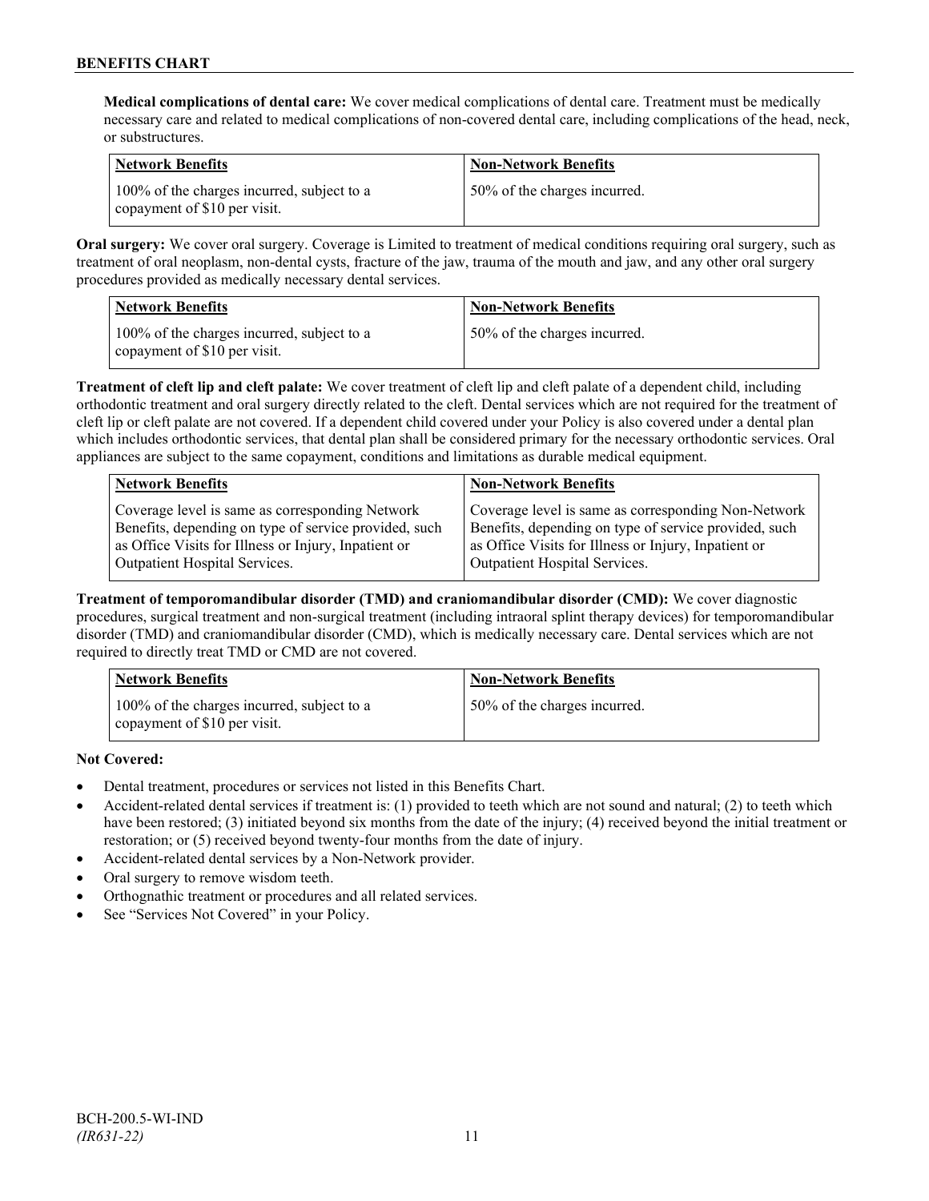**Medical complications of dental care:** We cover medical complications of dental care. Treatment must be medically necessary care and related to medical complications of non-covered dental care, including complications of the head, neck, or substructures.

| Network Benefits | Non-Network Benefits |
| --- | --- |
| 100% of the charges incurred, subject to a copayment of $10 per visit. | 50% of the charges incurred. |

**Oral surgery:** We cover oral surgery. Coverage is Limited to treatment of medical conditions requiring oral surgery, such as treatment of oral neoplasm, non-dental cysts, fracture of the jaw, trauma of the mouth and jaw, and any other oral surgery procedures provided as medically necessary dental services.

| Network Benefits | Non-Network Benefits |
| --- | --- |
| 100% of the charges incurred, subject to a copayment of $10 per visit. | 50% of the charges incurred. |

**Treatment of cleft lip and cleft palate:** We cover treatment of cleft lip and cleft palate of a dependent child, including orthodontic treatment and oral surgery directly related to the cleft. Dental services which are not required for the treatment of cleft lip or cleft palate are not covered. If a dependent child covered under your Policy is also covered under a dental plan which includes orthodontic services, that dental plan shall be considered primary for the necessary orthodontic services. Oral appliances are subject to the same copayment, conditions and limitations as durable medical equipment.

| Network Benefits | Non-Network Benefits |
| --- | --- |
| Coverage level is same as corresponding Network Benefits, depending on type of service provided, such as Office Visits for Illness or Injury, Inpatient or Outpatient Hospital Services. | Coverage level is same as corresponding Non-Network Benefits, depending on type of service provided, such as Office Visits for Illness or Injury, Inpatient or Outpatient Hospital Services. |

**Treatment of temporomandibular disorder (TMD) and craniomandibular disorder (CMD):** We cover diagnostic procedures, surgical treatment and non-surgical treatment (including intraoral splint therapy devices) for temporomandibular disorder (TMD) and craniomandibular disorder (CMD), which is medically necessary care. Dental services which are not required to directly treat TMD or CMD are not covered.

| Network Benefits | Non-Network Benefits |
| --- | --- |
| 100% of the charges incurred, subject to a copayment of $10 per visit. | 50% of the charges incurred. |

**Not Covered:**

- Dental treatment, procedures or services not listed in this Benefits Chart.
- Accident-related dental services if treatment is: (1) provided to teeth which are not sound and natural; (2) to teeth which have been restored; (3) initiated beyond six months from the date of the injury; (4) received beyond the initial treatment or restoration; or (5) received beyond twenty-four months from the date of injury.
- Accident-related dental services by a Non-Network provider.
- Oral surgery to remove wisdom teeth.
- Orthognathic treatment or procedures and all related services.
- See "Services Not Covered" in your Policy.

BCH-200.5-WI-IND
*(IR631-22)*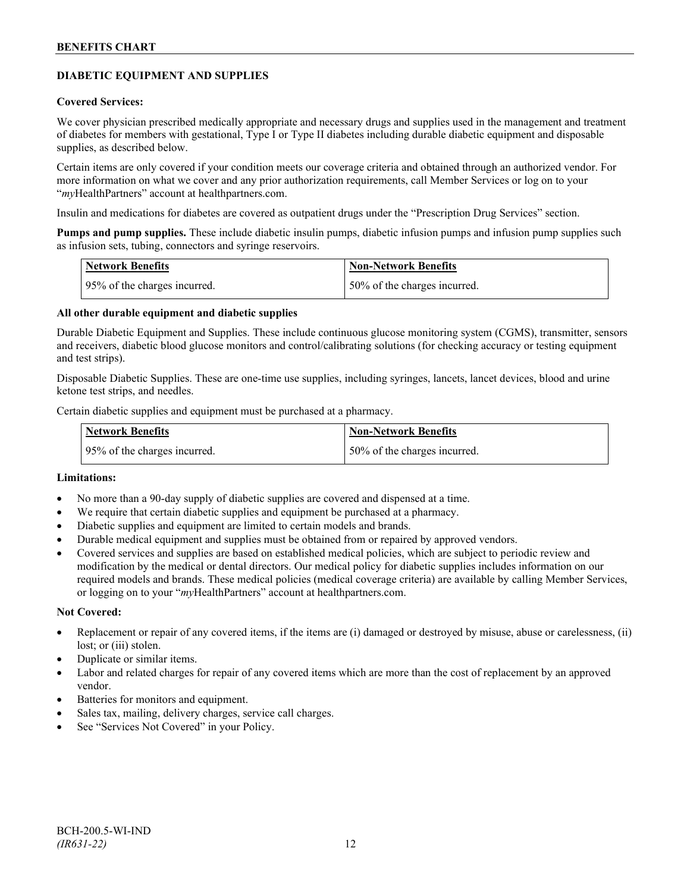## DIABETIC EQUIPMENT AND SUPPLIES

**Covered Services:**

We cover physician prescribed medically appropriate and necessary drugs and supplies used in the management and treatment of diabetes for members with gestational, Type I or Type II diabetes including durable diabetic equipment and disposable supplies, as described below.

Certain items are only covered if your condition meets our coverage criteria and obtained through an authorized vendor. For more information on what we cover and any prior authorization requirements, call Member Services or log on to your "*my*HealthPartners" account at healthpartners.com.

Insulin and medications for diabetes are covered as outpatient drugs under the "Prescription Drug Services" section.

**Pumps and pump supplies.** These include diabetic insulin pumps, diabetic infusion pumps and infusion pump supplies such as infusion sets, tubing, connectors and syringe reservoirs.

| Network Benefits | Non-Network Benefits |
|---|---|
| 95% of the charges incurred. | 50% of the charges incurred. |

**All other durable equipment and diabetic supplies**

Durable Diabetic Equipment and Supplies. These include continuous glucose monitoring system (CGMS), transmitter, sensors and receivers, diabetic blood glucose monitors and control/calibrating solutions (for checking accuracy or testing equipment and test strips).

Disposable Diabetic Supplies. These are one-time use supplies, including syringes, lancets, lancet devices, blood and urine ketone test strips, and needles.

Certain diabetic supplies and equipment must be purchased at a pharmacy.

| Network Benefits | Non-Network Benefits |
|---|---|
| 95% of the charges incurred. | 50% of the charges incurred. |

**Limitations:**

- No more than a 90-day supply of diabetic supplies are covered and dispensed at a time.
- We require that certain diabetic supplies and equipment be purchased at a pharmacy.
- Diabetic supplies and equipment are limited to certain models and brands.
- Durable medical equipment and supplies must be obtained from or repaired by approved vendors.
- Covered services and supplies are based on established medical policies, which are subject to periodic review and modification by the medical or dental directors. Our medical policy for diabetic supplies includes information on our required models and brands. These medical policies (medical coverage criteria) are available by calling Member Services, or logging on to your "*my*HealthPartners" account at healthpartners.com.

**Not Covered:**

- Replacement or repair of any covered items, if the items are (i) damaged or destroyed by misuse, abuse or carelessness, (ii) lost; or (iii) stolen.
- Duplicate or similar items.
- Labor and related charges for repair of any covered items which are more than the cost of replacement by an approved vendor.
- Batteries for monitors and equipment.
- Sales tax, mailing, delivery charges, service call charges.
- See "Services Not Covered" in your Policy.

BCH-200.5-WI-IND
*(IR631-22)*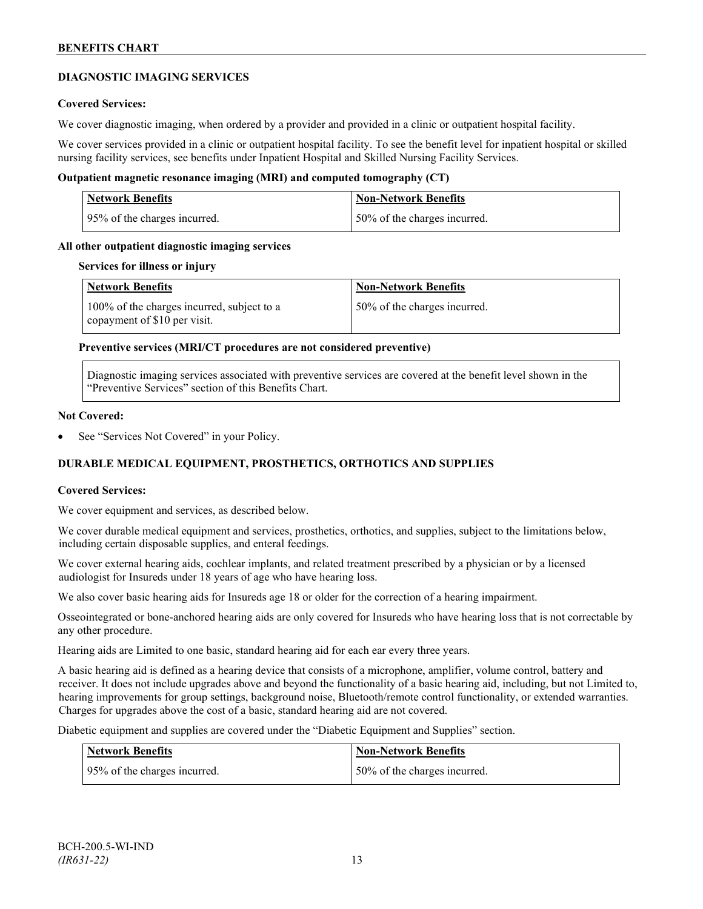## DIAGNOSTIC IMAGING SERVICES

**Covered Services:**

We cover diagnostic imaging, when ordered by a provider and provided in a clinic or outpatient hospital facility.

We cover services provided in a clinic or outpatient hospital facility. To see the benefit level for inpatient hospital or skilled nursing facility services, see benefits under Inpatient Hospital and Skilled Nursing Facility Services.

**Outpatient magnetic resonance imaging (MRI) and computed tomography (CT)**

| Network Benefits | Non-Network Benefits |
|---|---|
| 95% of the charges incurred. | 50% of the charges incurred. |

**All other outpatient diagnostic imaging services**

**Services for illness or injury**

| Network Benefits | Non-Network Benefits |
|---|---|
| 100% of the charges incurred, subject to a copayment of $10 per visit. | 50% of the charges incurred. |

**Preventive services (MRI/CT procedures are not considered preventive)**

Diagnostic imaging services associated with preventive services are covered at the benefit level shown in the "Preventive Services" section of this Benefits Chart.

**Not Covered:**

- See "Services Not Covered" in your Policy.

## DURABLE MEDICAL EQUIPMENT, PROSTHETICS, ORTHOTICS AND SUPPLIES

**Covered Services:**

We cover equipment and services, as described below.

We cover durable medical equipment and services, prosthetics, orthotics, and supplies, subject to the limitations below, including certain disposable supplies, and enteral feedings.

We cover external hearing aids, cochlear implants, and related treatment prescribed by a physician or by a licensed audiologist for Insureds under 18 years of age who have hearing loss.

We also cover basic hearing aids for Insureds age 18 or older for the correction of a hearing impairment.

Osseointegrated or bone-anchored hearing aids are only covered for Insureds who have hearing loss that is not correctable by any other procedure.

Hearing aids are Limited to one basic, standard hearing aid for each ear every three years.

A basic hearing aid is defined as a hearing device that consists of a microphone, amplifier, volume control, battery and receiver. It does not include upgrades above and beyond the functionality of a basic hearing aid, including, but not Limited to, hearing improvements for group settings, background noise, Bluetooth/remote control functionality, or extended warranties. Charges for upgrades above the cost of a basic, standard hearing aid are not covered.

Diabetic equipment and supplies are covered under the "Diabetic Equipment and Supplies" section.

| Network Benefits | Non-Network Benefits |
|---|---|
| 95% of the charges incurred. | 50% of the charges incurred. |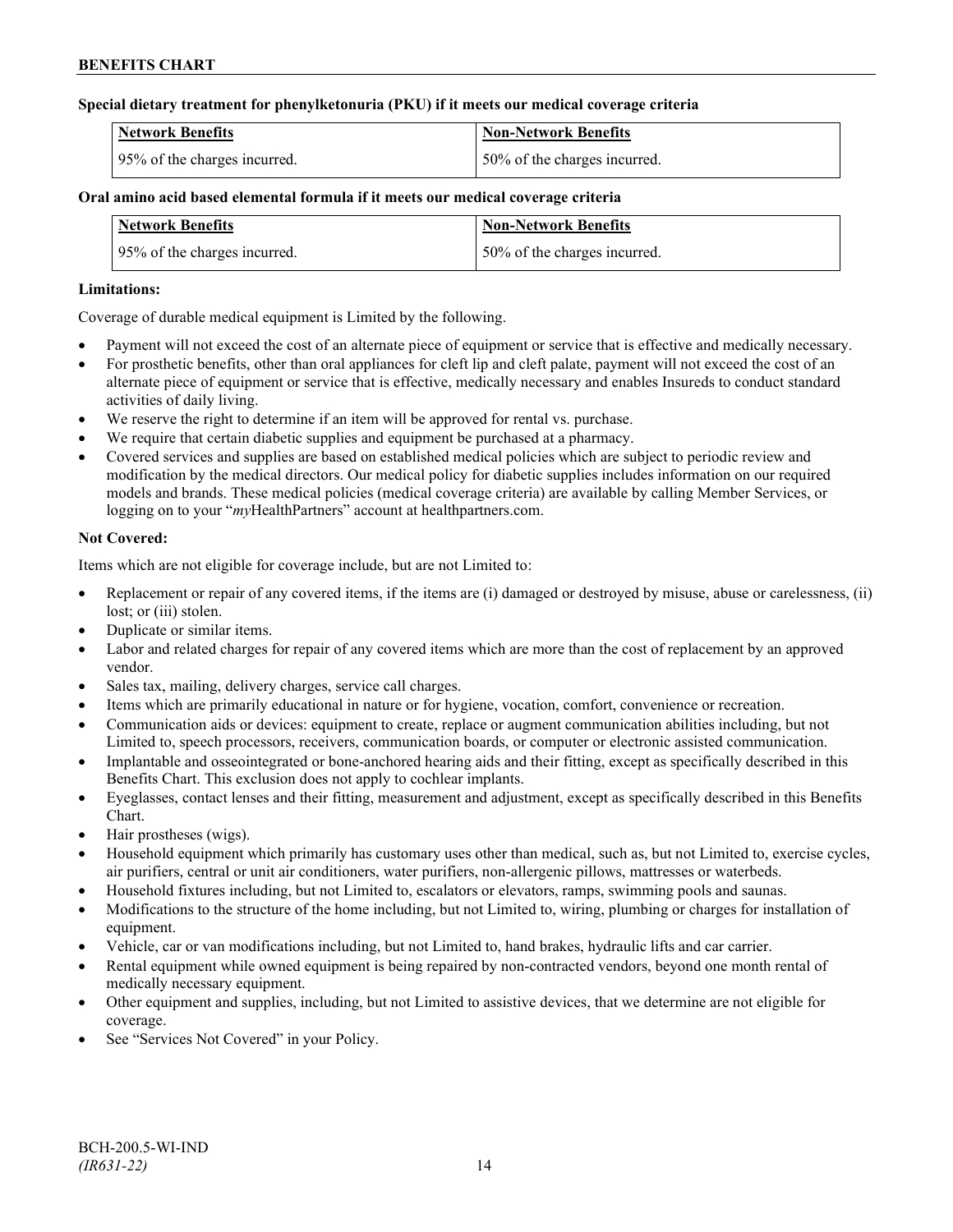**Special dietary treatment for phenylketonuria (PKU) if it meets our medical coverage criteria**

| Network Benefits | Non-Network Benefits |
| --- | --- |
| 95% of the charges incurred. | 50% of the charges incurred. |

**Oral amino acid based elemental formula if it meets our medical coverage criteria**

| Network Benefits | Non-Network Benefits |
| --- | --- |
| 95% of the charges incurred. | 50% of the charges incurred. |

**Limitations:**

Coverage of durable medical equipment is Limited by the following.

- Payment will not exceed the cost of an alternate piece of equipment or service that is effective and medically necessary.
- For prosthetic benefits, other than oral appliances for cleft lip and cleft palate, payment will not exceed the cost of an alternate piece of equipment or service that is effective, medically necessary and enables Insureds to conduct standard activities of daily living.
- We reserve the right to determine if an item will be approved for rental vs. purchase.
- We require that certain diabetic supplies and equipment be purchased at a pharmacy.
- Covered services and supplies are based on established medical policies which are subject to periodic review and modification by the medical directors. Our medical policy for diabetic supplies includes information on our required models and brands. These medical policies (medical coverage criteria) are available by calling Member Services, or logging on to your "*my*HealthPartners" account at healthpartners.com.

**Not Covered:**

Items which are not eligible for coverage include, but are not Limited to:

- Replacement or repair of any covered items, if the items are (i) damaged or destroyed by misuse, abuse or carelessness, (ii) lost; or (iii) stolen.
- Duplicate or similar items.
- Labor and related charges for repair of any covered items which are more than the cost of replacement by an approved vendor.
- Sales tax, mailing, delivery charges, service call charges.
- Items which are primarily educational in nature or for hygiene, vocation, comfort, convenience or recreation.
- Communication aids or devices: equipment to create, replace or augment communication abilities including, but not Limited to, speech processors, receivers, communication boards, or computer or electronic assisted communication.
- Implantable and osseointegrated or bone-anchored hearing aids and their fitting, except as specifically described in this Benefits Chart. This exclusion does not apply to cochlear implants.
- Eyeglasses, contact lenses and their fitting, measurement and adjustment, except as specifically described in this Benefits Chart.
- Hair prostheses (wigs).
- Household equipment which primarily has customary uses other than medical, such as, but not Limited to, exercise cycles, air purifiers, central or unit air conditioners, water purifiers, non-allergenic pillows, mattresses or waterbeds.
- Household fixtures including, but not Limited to, escalators or elevators, ramps, swimming pools and saunas.
- Modifications to the structure of the home including, but not Limited to, wiring, plumbing or charges for installation of equipment.
- Vehicle, car or van modifications including, but not Limited to, hand brakes, hydraulic lifts and car carrier.
- Rental equipment while owned equipment is being repaired by non-contracted vendors, beyond one month rental of medically necessary equipment.
- Other equipment and supplies, including, but not Limited to assistive devices, that we determine are not eligible for coverage.
- See "Services Not Covered" in your Policy.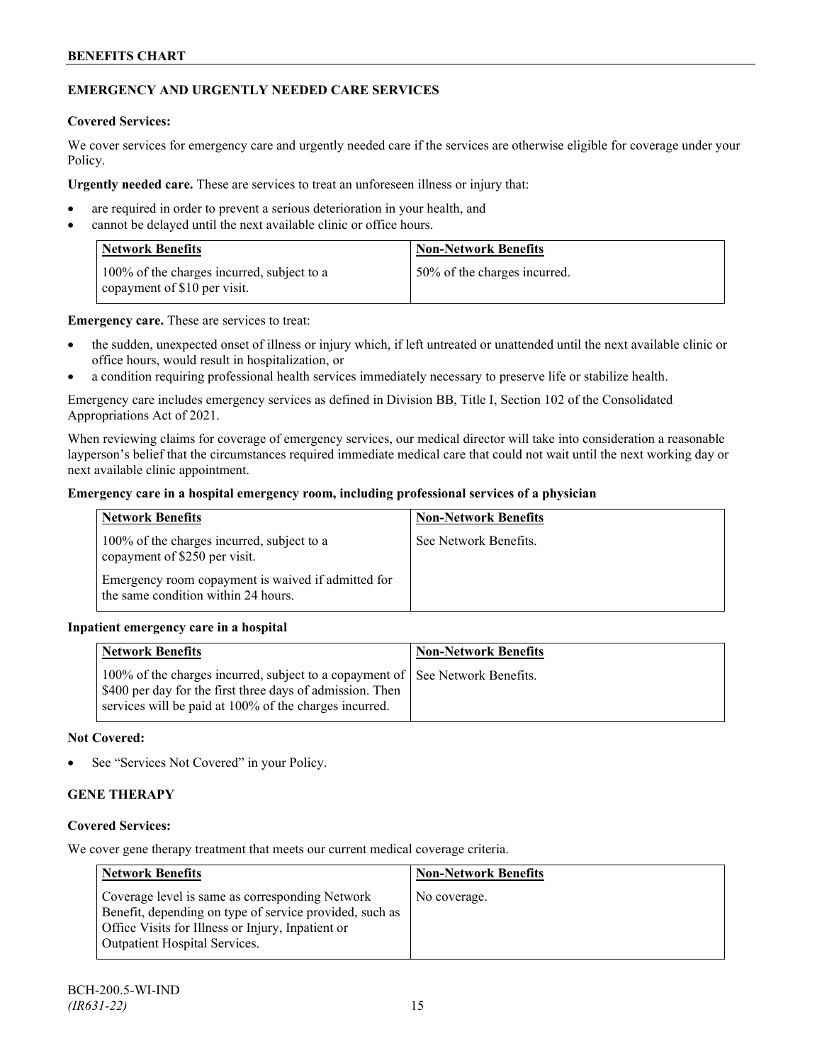## EMERGENCY AND URGENTLY NEEDED CARE SERVICES

**Covered Services:**

We cover services for emergency care and urgently needed care if the services are otherwise eligible for coverage under your Policy.

**Urgently needed care.** These are services to treat an unforeseen illness or injury that:

- are required in order to prevent a serious deterioration in your health, and
- cannot be delayed until the next available clinic or office hours.

| Network Benefits | Non-Network Benefits |
|---|---|
| 100% of the charges incurred, subject to a copayment of $10 per visit. | 50% of the charges incurred. |

**Emergency care.** These are services to treat:

- the sudden, unexpected onset of illness or injury which, if left untreated or unattended until the next available clinic or office hours, would result in hospitalization, or
- a condition requiring professional health services immediately necessary to preserve life or stabilize health.

Emergency care includes emergency services as defined in Division BB, Title I, Section 102 of the Consolidated Appropriations Act of 2021.

When reviewing claims for coverage of emergency services, our medical director will take into consideration a reasonable layperson's belief that the circumstances required immediate medical care that could not wait until the next working day or next available clinic appointment.

**Emergency care in a hospital emergency room, including professional services of a physician**

| Network Benefits | Non-Network Benefits |
|---|---|
| 100% of the charges incurred, subject to a copayment of $250 per visit.<br><br>Emergency room copayment is waived if admitted for the same condition within 24 hours. | See Network Benefits. |

**Inpatient emergency care in a hospital**

| Network Benefits | Non-Network Benefits |
|---|---|
| 100% of the charges incurred, subject to a copayment of $400 per day for the first three days of admission. Then services will be paid at 100% of the charges incurred. | See Network Benefits. |

**Not Covered:**

- See "Services Not Covered" in your Policy.

## GENE THERAPY

**Covered Services:**

We cover gene therapy treatment that meets our current medical coverage criteria.

| Network Benefits | Non-Network Benefits |
|---|---|
| Coverage level is same as corresponding Network Benefit, depending on type of service provided, such as Office Visits for Illness or Injury, Inpatient or Outpatient Hospital Services. | No coverage. |

BCH-200.5-WI-IND
*(IR631-22)*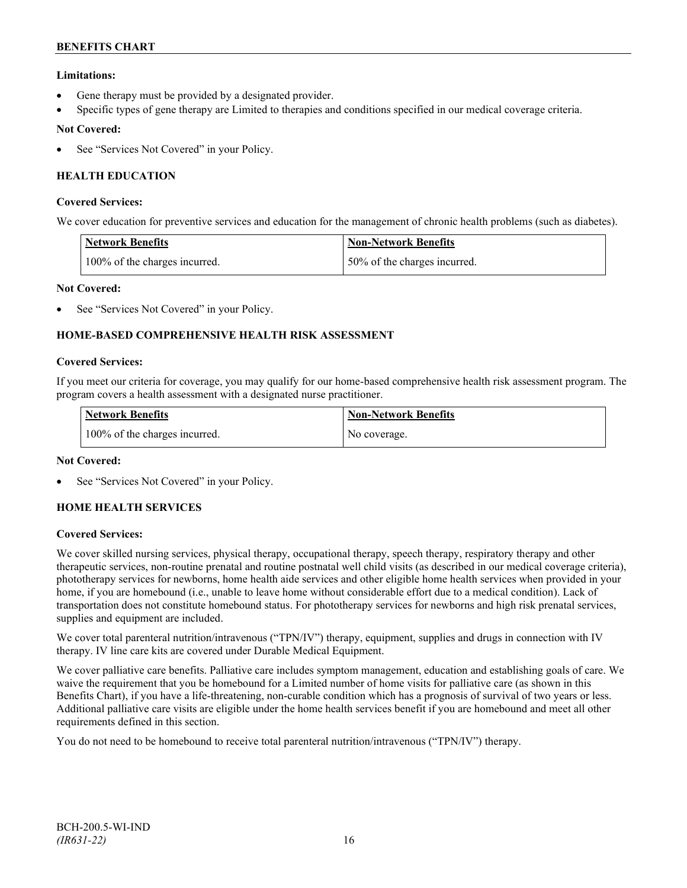**Limitations:**

- Gene therapy must be provided by a designated provider.
- Specific types of gene therapy are Limited to therapies and conditions specified in our medical coverage criteria.

**Not Covered:**

- See "Services Not Covered" in your Policy.

**HEALTH EDUCATION**

**Covered Services:**

We cover education for preventive services and education for the management of chronic health problems (such as diabetes).

| Network Benefits | Non-Network Benefits |
|---|---|
| 100% of the charges incurred. | 50% of the charges incurred. |

**Not Covered:**

- See "Services Not Covered" in your Policy.

**HOME-BASED COMPREHENSIVE HEALTH RISK ASSESSMENT**

**Covered Services:**

If you meet our criteria for coverage, you may qualify for our home-based comprehensive health risk assessment program. The program covers a health assessment with a designated nurse practitioner.

| Network Benefits | Non-Network Benefits |
|---|---|
| 100% of the charges incurred. | No coverage. |

**Not Covered:**

- See "Services Not Covered" in your Policy.

**HOME HEALTH SERVICES**

**Covered Services:**

We cover skilled nursing services, physical therapy, occupational therapy, speech therapy, respiratory therapy and other therapeutic services, non-routine prenatal and routine postnatal well child visits (as described in our medical coverage criteria), phototherapy services for newborns, home health aide services and other eligible home health services when provided in your home, if you are homebound (i.e., unable to leave home without considerable effort due to a medical condition). Lack of transportation does not constitute homebound status. For phototherapy services for newborns and high risk prenatal services, supplies and equipment are included.

We cover total parenteral nutrition/intravenous ("TPN/IV") therapy, equipment, supplies and drugs in connection with IV therapy. IV line care kits are covered under Durable Medical Equipment.

We cover palliative care benefits. Palliative care includes symptom management, education and establishing goals of care. We waive the requirement that you be homebound for a Limited number of home visits for palliative care (as shown in this Benefits Chart), if you have a life-threatening, non-curable condition which has a prognosis of survival of two years or less. Additional palliative care visits are eligible under the home health services benefit if you are homebound and meet all other requirements defined in this section.

You do not need to be homebound to receive total parenteral nutrition/intravenous ("TPN/IV") therapy.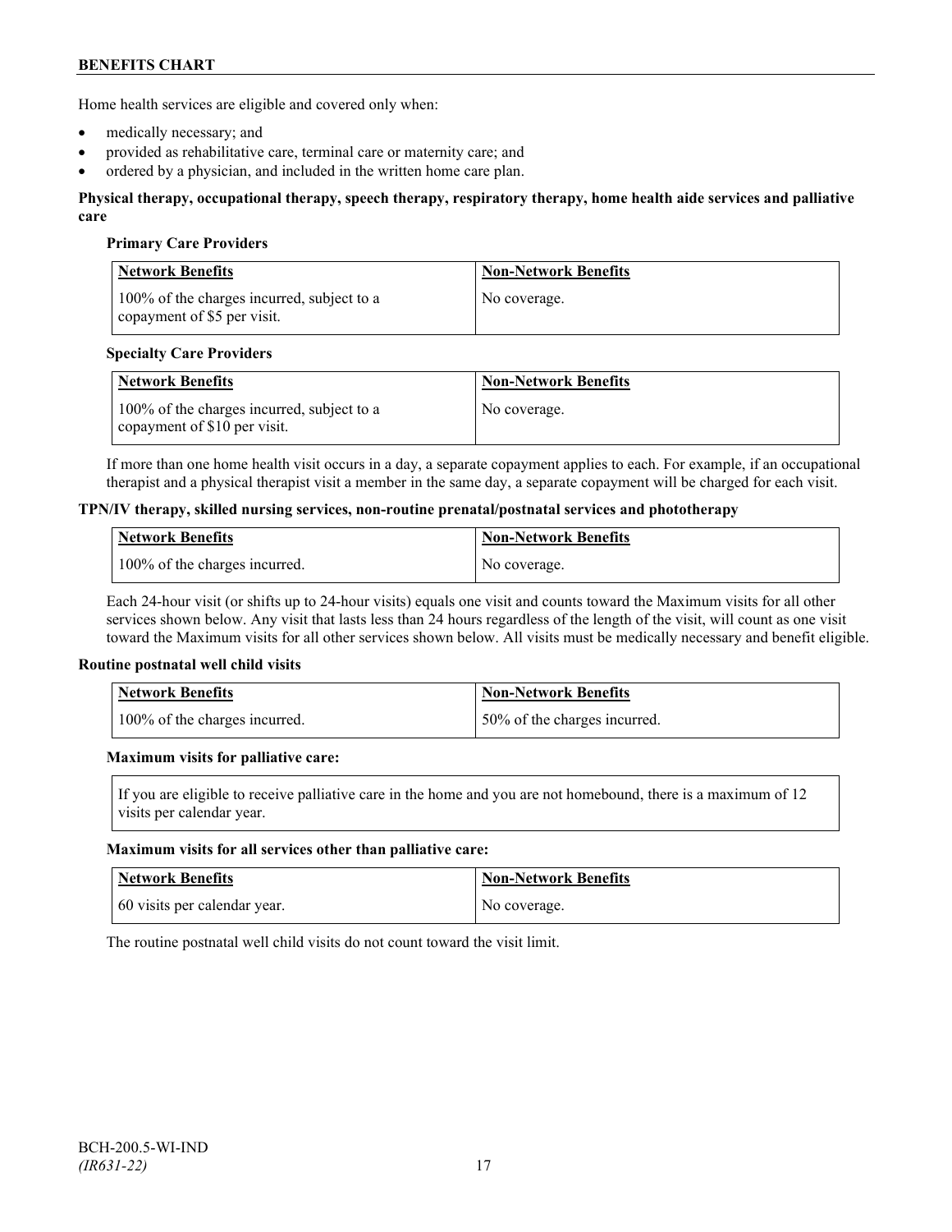Home health services are eligible and covered only when:

- medically necessary; and
- provided as rehabilitative care, terminal care or maternity care; and
- ordered by a physician, and included in the written home care plan.

**Physical therapy, occupational therapy, speech therapy, respiratory therapy, home health aide services and palliative care**

**Primary Care Providers**

| Network Benefits | Non-Network Benefits |
|---|---|
| 100% of the charges incurred, subject to a copayment of $5 per visit. | No coverage. |

**Specialty Care Providers**

| Network Benefits | Non-Network Benefits |
|---|---|
| 100% of the charges incurred, subject to a copayment of $10 per visit. | No coverage. |

If more than one home health visit occurs in a day, a separate copayment applies to each. For example, if an occupational therapist and a physical therapist visit a member in the same day, a separate copayment will be charged for each visit.

**TPN/IV therapy, skilled nursing services, non-routine prenatal/postnatal services and phototherapy**

| Network Benefits | Non-Network Benefits |
|---|---|
| 100% of the charges incurred. | No coverage. |

Each 24-hour visit (or shifts up to 24-hour visits) equals one visit and counts toward the Maximum visits for all other services shown below. Any visit that lasts less than 24 hours regardless of the length of the visit, will count as one visit toward the Maximum visits for all other services shown below. All visits must be medically necessary and benefit eligible.

**Routine postnatal well child visits**

| Network Benefits | Non-Network Benefits |
|---|---|
| 100% of the charges incurred. | 50% of the charges incurred. |

**Maximum visits for palliative care:**

If you are eligible to receive palliative care in the home and you are not homebound, there is a maximum of 12 visits per calendar year.

**Maximum visits for all services other than palliative care:**

| Network Benefits | Non-Network Benefits |
|---|---|
| 60 visits per calendar year. | No coverage. |

The routine postnatal well child visits do not count toward the visit limit.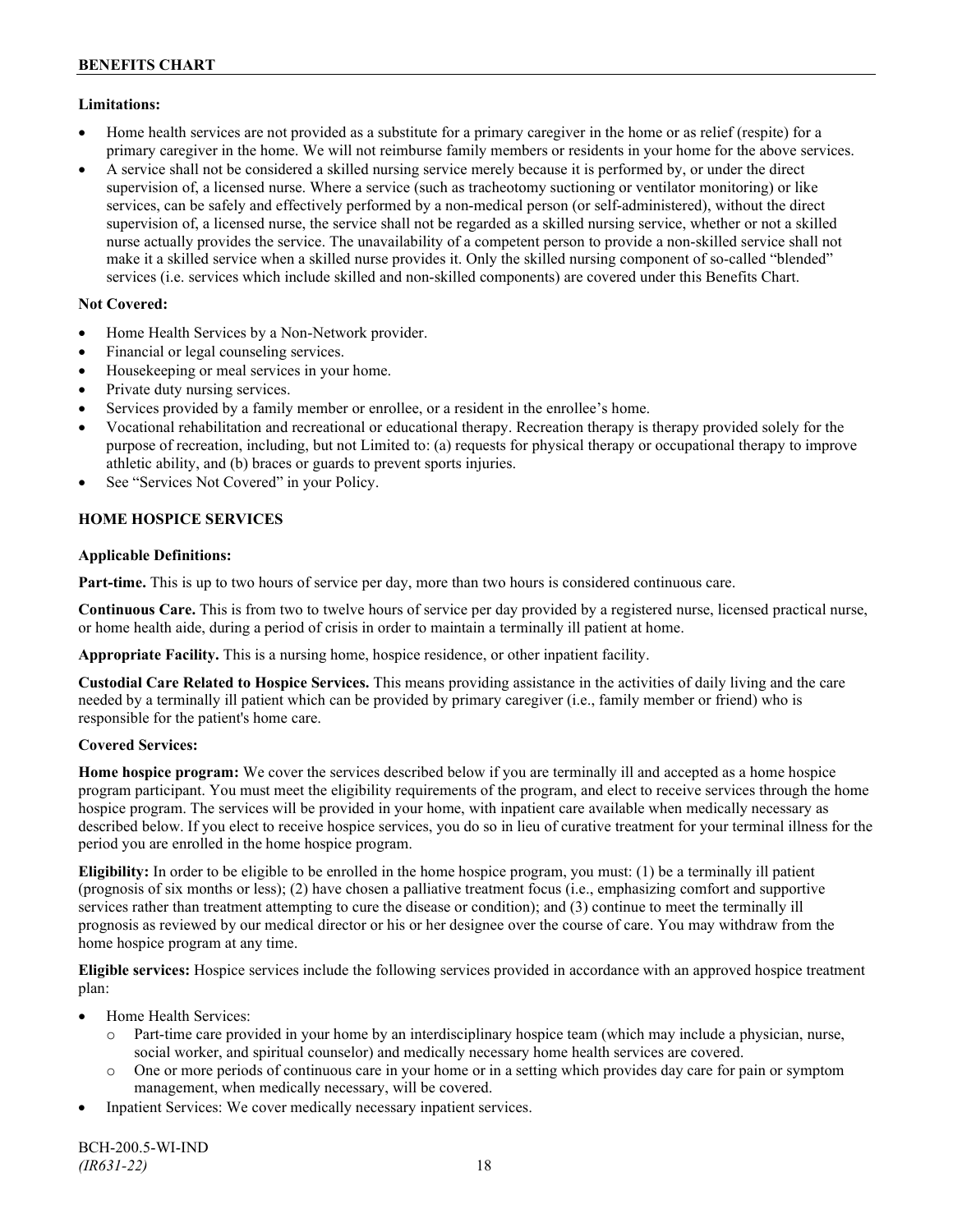**Limitations:**

- Home health services are not provided as a substitute for a primary caregiver in the home or as relief (respite) for a primary caregiver in the home. We will not reimburse family members or residents in your home for the above services.
- A service shall not be considered a skilled nursing service merely because it is performed by, or under the direct supervision of, a licensed nurse. Where a service (such as tracheotomy suctioning or ventilator monitoring) or like services, can be safely and effectively performed by a non-medical person (or self-administered), without the direct supervision of, a licensed nurse, the service shall not be regarded as a skilled nursing service, whether or not a skilled nurse actually provides the service. The unavailability of a competent person to provide a non-skilled service shall not make it a skilled service when a skilled nurse provides it. Only the skilled nursing component of so-called "blended" services (i.e. services which include skilled and non-skilled components) are covered under this Benefits Chart.

**Not Covered:**

- Home Health Services by a Non-Network provider.
- Financial or legal counseling services.
- Housekeeping or meal services in your home.
- Private duty nursing services.
- Services provided by a family member or enrollee, or a resident in the enrollee's home.
- Vocational rehabilitation and recreational or educational therapy. Recreation therapy is therapy provided solely for the purpose of recreation, including, but not Limited to: (a) requests for physical therapy or occupational therapy to improve athletic ability, and (b) braces or guards to prevent sports injuries.
- See "Services Not Covered" in your Policy.

## HOME HOSPICE SERVICES

**Applicable Definitions:**

**Part-time.** This is up to two hours of service per day, more than two hours is considered continuous care.

**Continuous Care.** This is from two to twelve hours of service per day provided by a registered nurse, licensed practical nurse, or home health aide, during a period of crisis in order to maintain a terminally ill patient at home.

**Appropriate Facility.** This is a nursing home, hospice residence, or other inpatient facility.

**Custodial Care Related to Hospice Services.** This means providing assistance in the activities of daily living and the care needed by a terminally ill patient which can be provided by primary caregiver (i.e., family member or friend) who is responsible for the patient's home care.

**Covered Services:**

**Home hospice program:** We cover the services described below if you are terminally ill and accepted as a home hospice program participant. You must meet the eligibility requirements of the program, and elect to receive services through the home hospice program. The services will be provided in your home, with inpatient care available when medically necessary as described below. If you elect to receive hospice services, you do so in lieu of curative treatment for your terminal illness for the period you are enrolled in the home hospice program.

**Eligibility:** In order to be eligible to be enrolled in the home hospice program, you must: (1) be a terminally ill patient (prognosis of six months or less); (2) have chosen a palliative treatment focus (i.e., emphasizing comfort and supportive services rather than treatment attempting to cure the disease or condition); and (3) continue to meet the terminally ill prognosis as reviewed by our medical director or his or her designee over the course of care. You may withdraw from the home hospice program at any time.

**Eligible services:** Hospice services include the following services provided in accordance with an approved hospice treatment plan:

- Home Health Services:
  - Part-time care provided in your home by an interdisciplinary hospice team (which may include a physician, nurse, social worker, and spiritual counselor) and medically necessary home health services are covered.
  - One or more periods of continuous care in your home or in a setting which provides day care for pain or symptom management, when medically necessary, will be covered.
- Inpatient Services: We cover medically necessary inpatient services.

BCH-200.5-WI-IND
*(IR631-22)*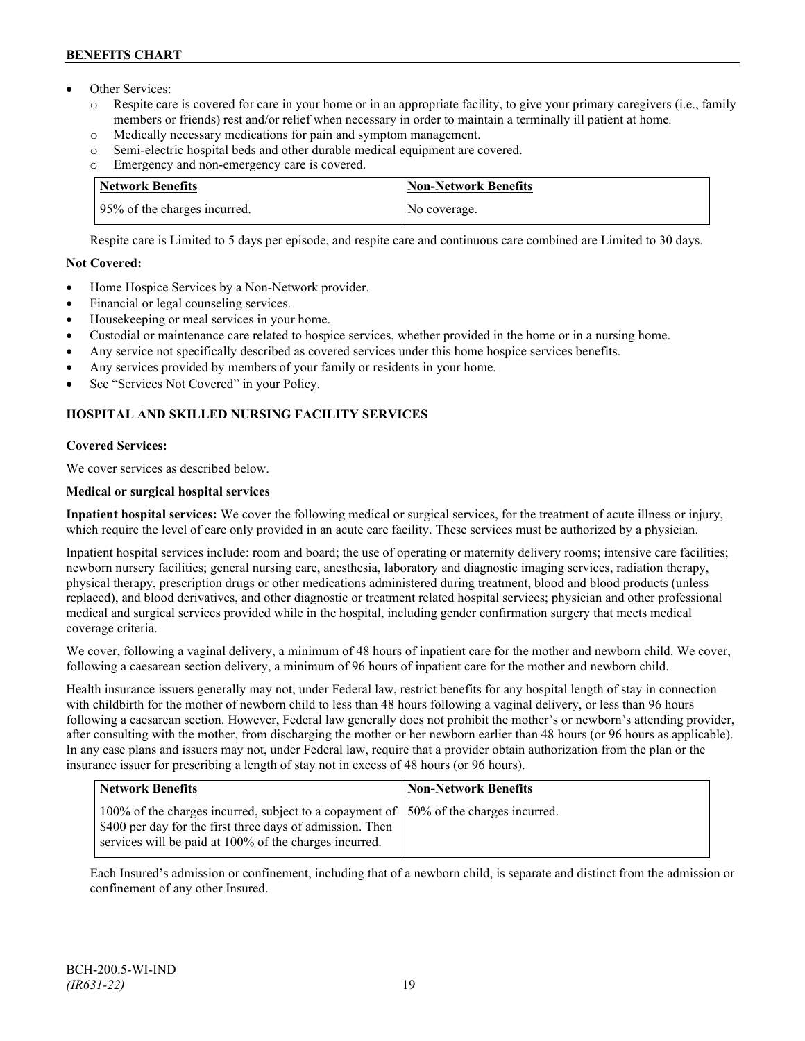- Other Services:
  - Respite care is covered for care in your home or in an appropriate facility, to give your primary caregivers (i.e., family members or friends) rest and/or relief when necessary in order to maintain a terminally ill patient at home.
  - Medically necessary medications for pain and symptom management.
  - Semi-electric hospital beds and other durable medical equipment are covered.
  - Emergency and non-emergency care is covered.

| Network Benefits | Non-Network Benefits |
|---|---|
| 95% of the charges incurred. | No coverage. |

Respite care is Limited to 5 days per episode, and respite care and continuous care combined are Limited to 30 days.

**Not Covered:**

- Home Hospice Services by a Non-Network provider.
- Financial or legal counseling services.
- Housekeeping or meal services in your home.
- Custodial or maintenance care related to hospice services, whether provided in the home or in a nursing home.
- Any service not specifically described as covered services under this home hospice services benefits.
- Any services provided by members of your family or residents in your home.
- See "Services Not Covered" in your Policy.

## HOSPITAL AND SKILLED NURSING FACILITY SERVICES

**Covered Services:**

We cover services as described below.

**Medical or surgical hospital services**

**Inpatient hospital services:** We cover the following medical or surgical services, for the treatment of acute illness or injury, which require the level of care only provided in an acute care facility. These services must be authorized by a physician.

Inpatient hospital services include: room and board; the use of operating or maternity delivery rooms; intensive care facilities; newborn nursery facilities; general nursing care, anesthesia, laboratory and diagnostic imaging services, radiation therapy, physical therapy, prescription drugs or other medications administered during treatment, blood and blood products (unless replaced), and blood derivatives, and other diagnostic or treatment related hospital services; physician and other professional medical and surgical services provided while in the hospital, including gender confirmation surgery that meets medical coverage criteria.

We cover, following a vaginal delivery, a minimum of 48 hours of inpatient care for the mother and newborn child. We cover, following a caesarean section delivery, a minimum of 96 hours of inpatient care for the mother and newborn child.

Health insurance issuers generally may not, under Federal law, restrict benefits for any hospital length of stay in connection with childbirth for the mother of newborn child to less than 48 hours following a vaginal delivery, or less than 96 hours following a caesarean section. However, Federal law generally does not prohibit the mother's or newborn's attending provider, after consulting with the mother, from discharging the mother or her newborn earlier than 48 hours (or 96 hours as applicable). In any case plans and issuers may not, under Federal law, require that a provider obtain authorization from the plan or the insurance issuer for prescribing a length of stay not in excess of 48 hours (or 96 hours).

| Network Benefits | Non-Network Benefits |
|---|---|
| 100% of the charges incurred, subject to a copayment of $400 per day for the first three days of admission. Then services will be paid at 100% of the charges incurred. | 50% of the charges incurred. |

Each Insured's admission or confinement, including that of a newborn child, is separate and distinct from the admission or confinement of any other Insured.

BCH-200.5-WI-IND
*(IR631-22)*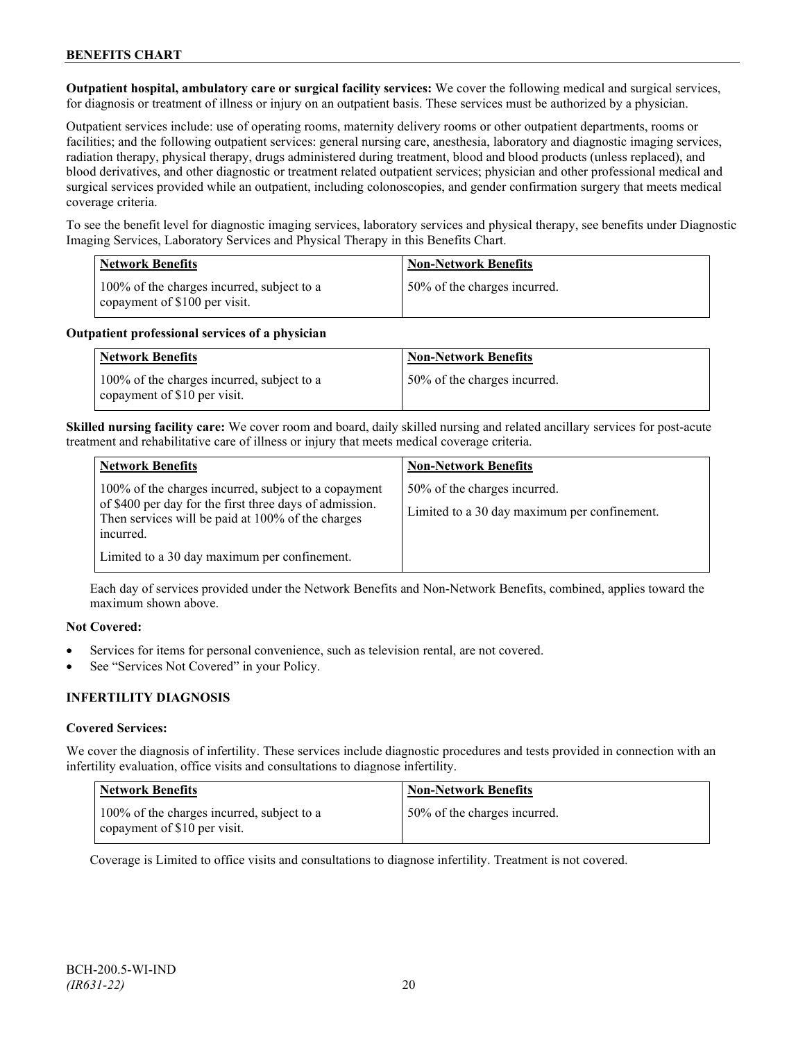**Outpatient hospital, ambulatory care or surgical facility services:** We cover the following medical and surgical services, for diagnosis or treatment of illness or injury on an outpatient basis. These services must be authorized by a physician.

Outpatient services include: use of operating rooms, maternity delivery rooms or other outpatient departments, rooms or facilities; and the following outpatient services: general nursing care, anesthesia, laboratory and diagnostic imaging services, radiation therapy, physical therapy, drugs administered during treatment, blood and blood products (unless replaced), and blood derivatives, and other diagnostic or treatment related outpatient services; physician and other professional medical and surgical services provided while an outpatient, including colonoscopies, and gender confirmation surgery that meets medical coverage criteria.

To see the benefit level for diagnostic imaging services, laboratory services and physical therapy, see benefits under Diagnostic Imaging Services, Laboratory Services and Physical Therapy in this Benefits Chart.

| Network Benefits | Non-Network Benefits |
|---|---|
| 100% of the charges incurred, subject to a copayment of $100 per visit. | 50% of the charges incurred. |

**Outpatient professional services of a physician**

| Network Benefits | Non-Network Benefits |
|---|---|
| 100% of the charges incurred, subject to a copayment of $10 per visit. | 50% of the charges incurred. |

**Skilled nursing facility care:** We cover room and board, daily skilled nursing and related ancillary services for post-acute treatment and rehabilitative care of illness or injury that meets medical coverage criteria.

| Network Benefits | Non-Network Benefits |
|---|---|
| 100% of the charges incurred, subject to a copayment of $400 per day for the first three days of admission. Then services will be paid at 100% of the charges incurred.<br><br>Limited to a 30 day maximum per confinement. | 50% of the charges incurred.<br><br>Limited to a 30 day maximum per confinement. |

Each day of services provided under the Network Benefits and Non-Network Benefits, combined, applies toward the maximum shown above.

**Not Covered:**

- Services for items for personal convenience, such as television rental, are not covered.
- See "Services Not Covered" in your Policy.

### INFERTILITY DIAGNOSIS

**Covered Services:**

We cover the diagnosis of infertility. These services include diagnostic procedures and tests provided in connection with an infertility evaluation, office visits and consultations to diagnose infertility.

| Network Benefits | Non-Network Benefits |
|---|---|
| 100% of the charges incurred, subject to a copayment of $10 per visit. | 50% of the charges incurred. |

Coverage is Limited to office visits and consultations to diagnose infertility. Treatment is not covered.

BCH-200.5-WI-IND
*(IR631-22)*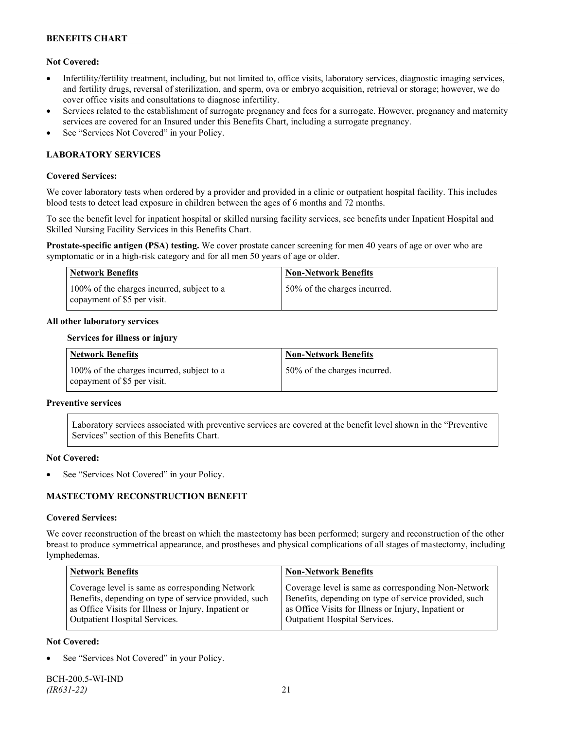**Not Covered:**

- Infertility/fertility treatment, including, but not limited to, office visits, laboratory services, diagnostic imaging services, and fertility drugs, reversal of sterilization, and sperm, ova or embryo acquisition, retrieval or storage; however, we do cover office visits and consultations to diagnose infertility.
- Services related to the establishment of surrogate pregnancy and fees for a surrogate. However, pregnancy and maternity services are covered for an Insured under this Benefits Chart, including a surrogate pregnancy.
- See "Services Not Covered" in your Policy.

## LABORATORY SERVICES

**Covered Services:**

We cover laboratory tests when ordered by a provider and provided in a clinic or outpatient hospital facility. This includes blood tests to detect lead exposure in children between the ages of 6 months and 72 months.

To see the benefit level for inpatient hospital or skilled nursing facility services, see benefits under Inpatient Hospital and Skilled Nursing Facility Services in this Benefits Chart.

**Prostate-specific antigen (PSA) testing.** We cover prostate cancer screening for men 40 years of age or over who are symptomatic or in a high-risk category and for all men 50 years of age or older.

| Network Benefits | Non-Network Benefits |
| --- | --- |
| 100% of the charges incurred, subject to a copayment of $5 per visit. | 50% of the charges incurred. |

**All other laboratory services**

**Services for illness or injury**

| Network Benefits | Non-Network Benefits |
| --- | --- |
| 100% of the charges incurred, subject to a copayment of $5 per visit. | 50% of the charges incurred. |

**Preventive services**

Laboratory services associated with preventive services are covered at the benefit level shown in the "Preventive Services" section of this Benefits Chart.

**Not Covered:**

- See "Services Not Covered" in your Policy.

## MASTECTOMY RECONSTRUCTION BENEFIT

**Covered Services:**

We cover reconstruction of the breast on which the mastectomy has been performed; surgery and reconstruction of the other breast to produce symmetrical appearance, and prostheses and physical complications of all stages of mastectomy, including lymphedemas.

| Network Benefits | Non-Network Benefits |
| --- | --- |
| Coverage level is same as corresponding Network Benefits, depending on type of service provided, such as Office Visits for Illness or Injury, Inpatient or Outpatient Hospital Services. | Coverage level is same as corresponding Non-Network Benefits, depending on type of service provided, such as Office Visits for Illness or Injury, Inpatient or Outpatient Hospital Services. |

**Not Covered:**

- See "Services Not Covered" in your Policy.

BCH-200.5-WI-IND
*(IR631-22)*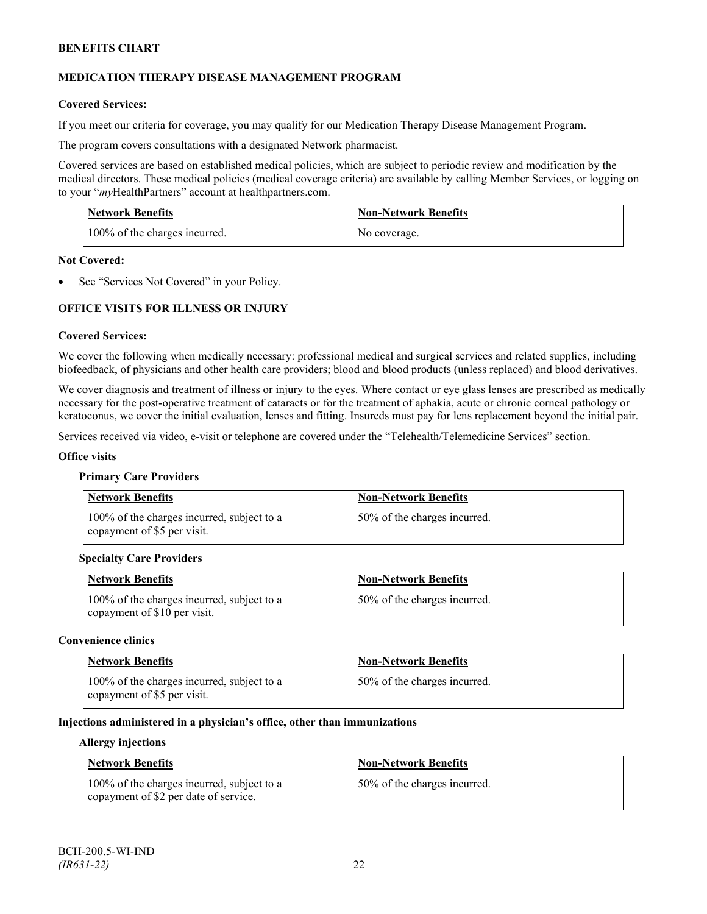## MEDICATION THERAPY DISEASE MANAGEMENT PROGRAM

**Covered Services:**

If you meet our criteria for coverage, you may qualify for our Medication Therapy Disease Management Program.

The program covers consultations with a designated Network pharmacist.

Covered services are based on established medical policies, which are subject to periodic review and modification by the medical directors. These medical policies (medical coverage criteria) are available by calling Member Services, or logging on to your "*my*HealthPartners" account at healthpartners.com.

| Network Benefits | Non-Network Benefits |
|---|---|
| 100% of the charges incurred. | No coverage. |

**Not Covered:**

- See "Services Not Covered" in your Policy.

## OFFICE VISITS FOR ILLNESS OR INJURY

**Covered Services:**

We cover the following when medically necessary: professional medical and surgical services and related supplies, including biofeedback, of physicians and other health care providers; blood and blood products (unless replaced) and blood derivatives.

We cover diagnosis and treatment of illness or injury to the eyes. Where contact or eye glass lenses are prescribed as medically necessary for the post-operative treatment of cataracts or for the treatment of aphakia, acute or chronic corneal pathology or keratoconus, we cover the initial evaluation, lenses and fitting. Insureds must pay for lens replacement beyond the initial pair.

Services received via video, e-visit or telephone are covered under the "Telehealth/Telemedicine Services" section.

**Office visits**

**Primary Care Providers**

| Network Benefits | Non-Network Benefits |
|---|---|
| 100% of the charges incurred, subject to a copayment of $5 per visit. | 50% of the charges incurred. |

**Specialty Care Providers**

| Network Benefits | Non-Network Benefits |
|---|---|
| 100% of the charges incurred, subject to a copayment of $10 per visit. | 50% of the charges incurred. |

**Convenience clinics**

| Network Benefits | Non-Network Benefits |
|---|---|
| 100% of the charges incurred, subject to a copayment of $5 per visit. | 50% of the charges incurred. |

**Injections administered in a physician's office, other than immunizations**

**Allergy injections**

| Network Benefits | Non-Network Benefits |
|---|---|
| 100% of the charges incurred, subject to a copayment of $2 per date of service. | 50% of the charges incurred. |

BCH-200.5-WI-IND
*(IR631-22)*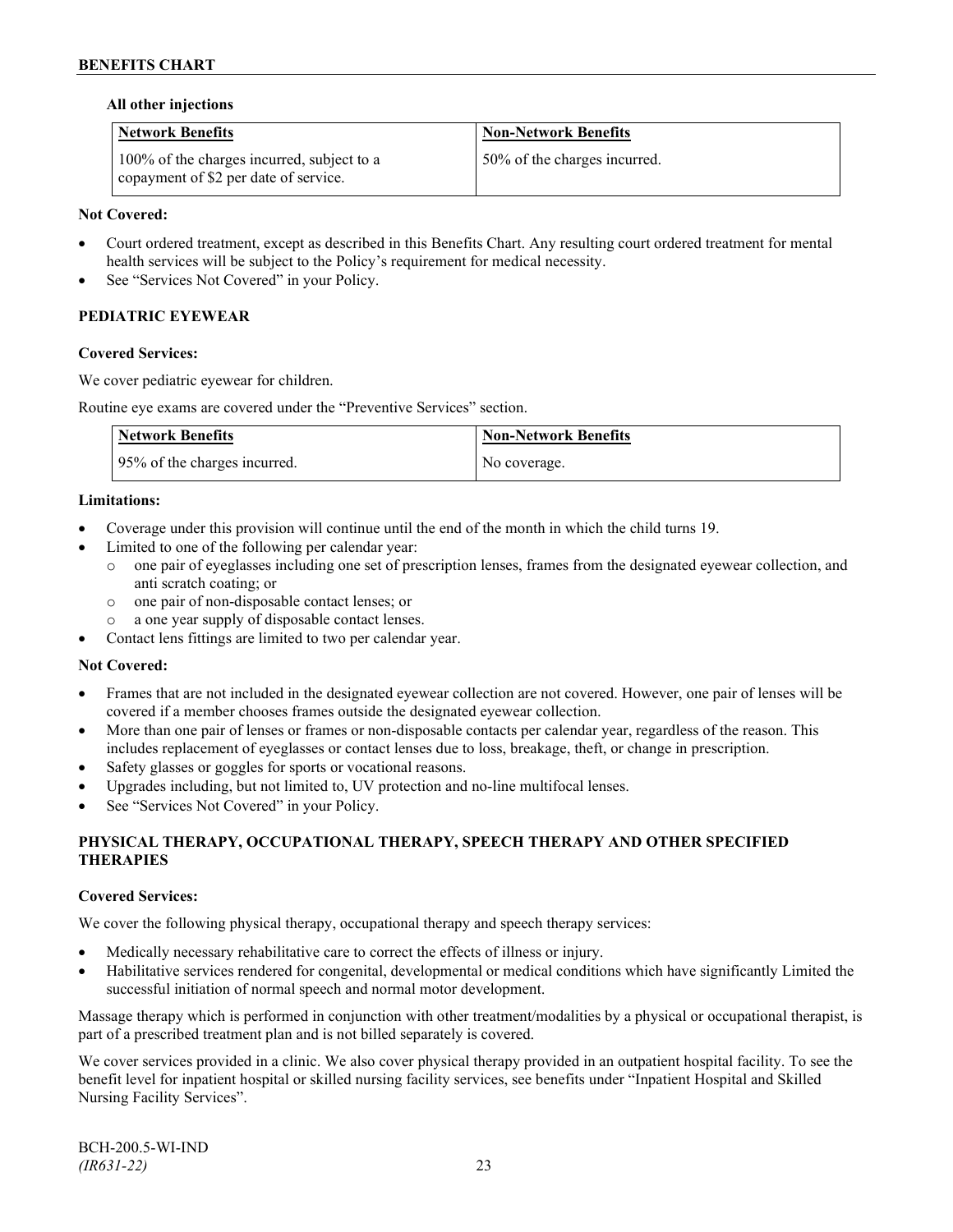**All other injections**

| Network Benefits | Non-Network Benefits |
| --- | --- |
| 100% of the charges incurred, subject to a copayment of $2 per date of service. | 50% of the charges incurred. |

**Not Covered:**

- Court ordered treatment, except as described in this Benefits Chart. Any resulting court ordered treatment for mental health services will be subject to the Policy's requirement for medical necessity.
- See "Services Not Covered" in your Policy.

### PEDIATRIC EYEWEAR

**Covered Services:**

We cover pediatric eyewear for children.

Routine eye exams are covered under the "Preventive Services" section.

| Network Benefits | Non-Network Benefits |
| --- | --- |
| 95% of the charges incurred. | No coverage. |

**Limitations:**

- Coverage under this provision will continue until the end of the month in which the child turns 19.
- Limited to one of the following per calendar year:
  - one pair of eyeglasses including one set of prescription lenses, frames from the designated eyewear collection, and anti scratch coating; or
  - one pair of non-disposable contact lenses; or
  - a one year supply of disposable contact lenses.
- Contact lens fittings are limited to two per calendar year.

**Not Covered:**

- Frames that are not included in the designated eyewear collection are not covered. However, one pair of lenses will be covered if a member chooses frames outside the designated eyewear collection.
- More than one pair of lenses or frames or non-disposable contacts per calendar year, regardless of the reason. This includes replacement of eyeglasses or contact lenses due to loss, breakage, theft, or change in prescription.
- Safety glasses or goggles for sports or vocational reasons.
- Upgrades including, but not limited to, UV protection and no-line multifocal lenses.
- See "Services Not Covered" in your Policy.

### PHYSICAL THERAPY, OCCUPATIONAL THERAPY, SPEECH THERAPY AND OTHER SPECIFIED THERAPIES

**Covered Services:**

We cover the following physical therapy, occupational therapy and speech therapy services:

- Medically necessary rehabilitative care to correct the effects of illness or injury.
- Habilitative services rendered for congenital, developmental or medical conditions which have significantly Limited the successful initiation of normal speech and normal motor development.

Massage therapy which is performed in conjunction with other treatment/modalities by a physical or occupational therapist, is part of a prescribed treatment plan and is not billed separately is covered.

We cover services provided in a clinic. We also cover physical therapy provided in an outpatient hospital facility. To see the benefit level for inpatient hospital or skilled nursing facility services, see benefits under "Inpatient Hospital and Skilled Nursing Facility Services".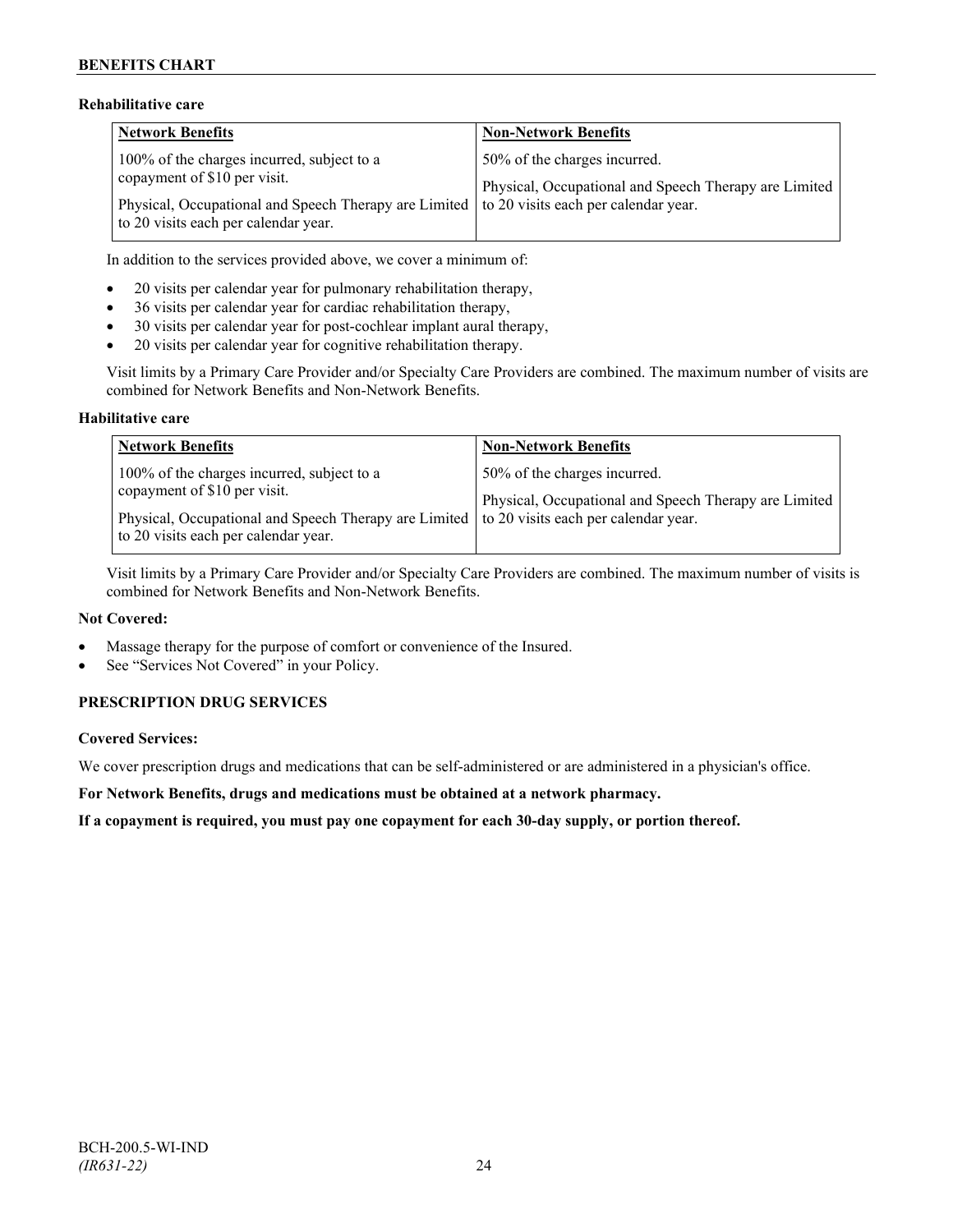**Rehabilitative care**

| Network Benefits | Non-Network Benefits |
|---|---|
| 100% of the charges incurred, subject to a copayment of $10 per visit.<br><br>Physical, Occupational and Speech Therapy are Limited to 20 visits each per calendar year. | 50% of the charges incurred.<br><br>Physical, Occupational and Speech Therapy are Limited to 20 visits each per calendar year. |

In addition to the services provided above, we cover a minimum of:

- 20 visits per calendar year for pulmonary rehabilitation therapy,
- 36 visits per calendar year for cardiac rehabilitation therapy,
- 30 visits per calendar year for post-cochlear implant aural therapy,
- 20 visits per calendar year for cognitive rehabilitation therapy.

Visit limits by a Primary Care Provider and/or Specialty Care Providers are combined. The maximum number of visits are combined for Network Benefits and Non-Network Benefits.

**Habilitative care**

| Network Benefits | Non-Network Benefits |
|---|---|
| 100% of the charges incurred, subject to a copayment of $10 per visit.<br><br>Physical, Occupational and Speech Therapy are Limited to 20 visits each per calendar year. | 50% of the charges incurred.<br><br>Physical, Occupational and Speech Therapy are Limited to 20 visits each per calendar year. |

Visit limits by a Primary Care Provider and/or Specialty Care Providers are combined. The maximum number of visits is combined for Network Benefits and Non-Network Benefits.

**Not Covered:**

- Massage therapy for the purpose of comfort or convenience of the Insured.
- See "Services Not Covered" in your Policy.

**PRESCRIPTION DRUG SERVICES**

**Covered Services:**

We cover prescription drugs and medications that can be self-administered or are administered in a physician's office.

**For Network Benefits, drugs and medications must be obtained at a network pharmacy.**

**If a copayment is required, you must pay one copayment for each 30-day supply, or portion thereof.**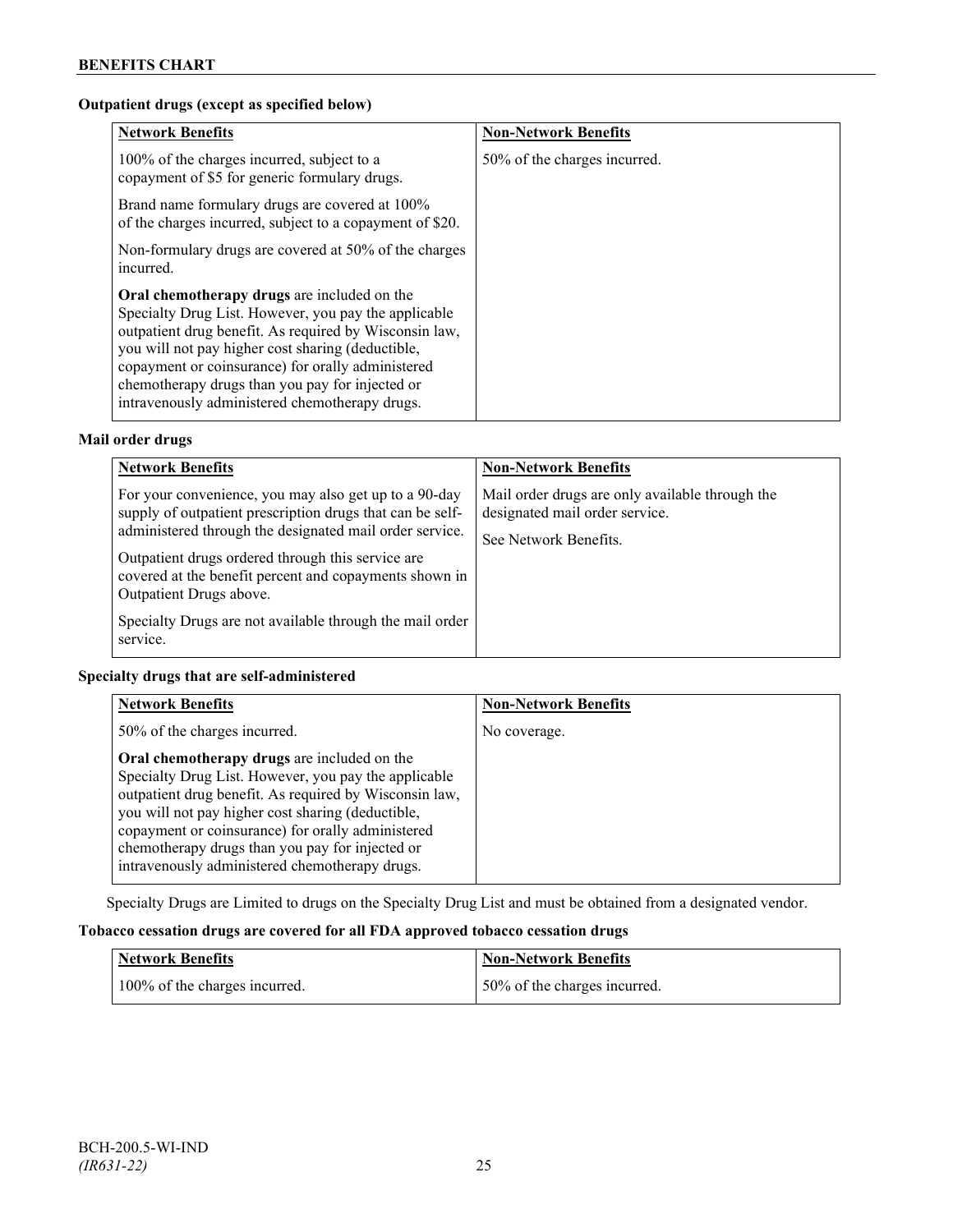**Outpatient drugs (except as specified below)**

| Network Benefits | Non-Network Benefits |
|---|---|
| 100% of the charges incurred, subject to a copayment of $5 for generic formulary drugs.<br><br>Brand name formulary drugs are covered at 100% of the charges incurred, subject to a copayment of $20.<br><br>Non-formulary drugs are covered at 50% of the charges incurred.<br><br>**Oral chemotherapy drugs** are included on the Specialty Drug List. However, you pay the applicable outpatient drug benefit. As required by Wisconsin law, you will not pay higher cost sharing (deductible, copayment or coinsurance) for orally administered chemotherapy drugs than you pay for injected or intravenously administered chemotherapy drugs. | 50% of the charges incurred. |

**Mail order drugs**

| Network Benefits | Non-Network Benefits |
|---|---|
| For your convenience, you may also get up to a 90-day supply of outpatient prescription drugs that can be self-administered through the designated mail order service.<br><br>Outpatient drugs ordered through this service are covered at the benefit percent and copayments shown in Outpatient Drugs above.<br><br>Specialty Drugs are not available through the mail order service. | Mail order drugs are only available through the designated mail order service.<br><br>See Network Benefits. |

**Specialty drugs that are self-administered**

| Network Benefits | Non-Network Benefits |
|---|---|
| 50% of the charges incurred.<br><br>**Oral chemotherapy drugs** are included on the Specialty Drug List. However, you pay the applicable outpatient drug benefit. As required by Wisconsin law, you will not pay higher cost sharing (deductible, copayment or coinsurance) for orally administered chemotherapy drugs than you pay for injected or intravenously administered chemotherapy drugs. | No coverage. |

Specialty Drugs are Limited to drugs on the Specialty Drug List and must be obtained from a designated vendor.

**Tobacco cessation drugs are covered for all FDA approved tobacco cessation drugs**

| Network Benefits | Non-Network Benefits |
|---|---|
| 100% of the charges incurred. | 50% of the charges incurred. |

BCH-200.5-WI-IND
*(IR631-22)*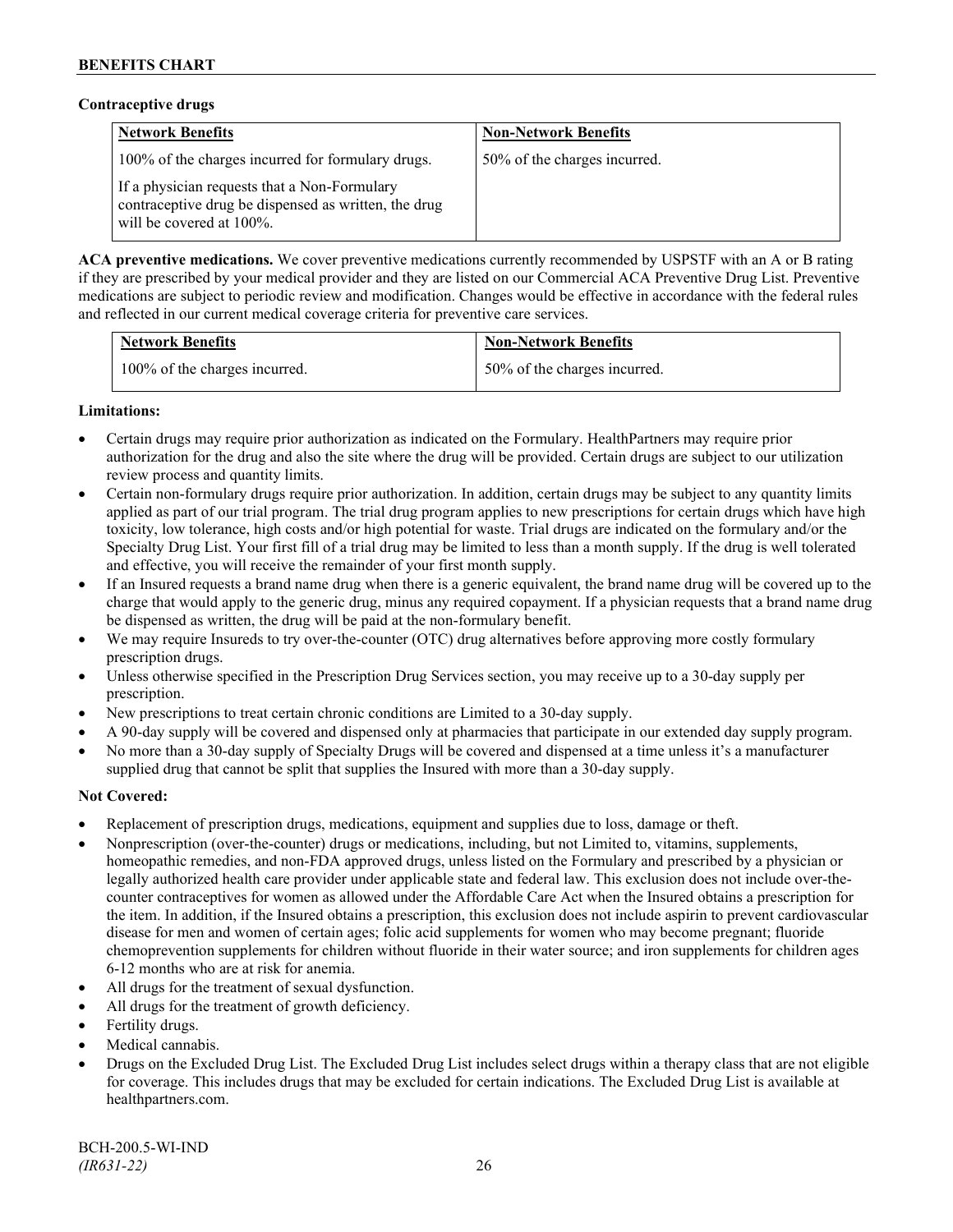**Contraceptive drugs**

| Network Benefits | Non-Network Benefits |
| --- | --- |
| 100% of the charges incurred for formulary drugs.<br><br>If a physician requests that a Non-Formulary contraceptive drug be dispensed as written, the drug will be covered at 100%. | 50% of the charges incurred. |

**ACA preventive medications.** We cover preventive medications currently recommended by USPSTF with an A or B rating if they are prescribed by your medical provider and they are listed on our Commercial ACA Preventive Drug List. Preventive medications are subject to periodic review and modification. Changes would be effective in accordance with the federal rules and reflected in our current medical coverage criteria for preventive care services.

| Network Benefits | Non-Network Benefits |
| --- | --- |
| 100% of the charges incurred. | 50% of the charges incurred. |

**Limitations:**

- Certain drugs may require prior authorization as indicated on the Formulary. HealthPartners may require prior authorization for the drug and also the site where the drug will be provided. Certain drugs are subject to our utilization review process and quantity limits.
- Certain non-formulary drugs require prior authorization. In addition, certain drugs may be subject to any quantity limits applied as part of our trial program. The trial drug program applies to new prescriptions for certain drugs which have high toxicity, low tolerance, high costs and/or high potential for waste. Trial drugs are indicated on the formulary and/or the Specialty Drug List. Your first fill of a trial drug may be limited to less than a month supply. If the drug is well tolerated and effective, you will receive the remainder of your first month supply.
- If an Insured requests a brand name drug when there is a generic equivalent, the brand name drug will be covered up to the charge that would apply to the generic drug, minus any required copayment. If a physician requests that a brand name drug be dispensed as written, the drug will be paid at the non-formulary benefit.
- We may require Insureds to try over-the-counter (OTC) drug alternatives before approving more costly formulary prescription drugs.
- Unless otherwise specified in the Prescription Drug Services section, you may receive up to a 30-day supply per prescription.
- New prescriptions to treat certain chronic conditions are Limited to a 30-day supply.
- A 90-day supply will be covered and dispensed only at pharmacies that participate in our extended day supply program.
- No more than a 30-day supply of Specialty Drugs will be covered and dispensed at a time unless it's a manufacturer supplied drug that cannot be split that supplies the Insured with more than a 30-day supply.

**Not Covered:**

- Replacement of prescription drugs, medications, equipment and supplies due to loss, damage or theft.
- Nonprescription (over-the-counter) drugs or medications, including, but not Limited to, vitamins, supplements, homeopathic remedies, and non-FDA approved drugs, unless listed on the Formulary and prescribed by a physician or legally authorized health care provider under applicable state and federal law. This exclusion does not include over-the-counter contraceptives for women as allowed under the Affordable Care Act when the Insured obtains a prescription for the item. In addition, if the Insured obtains a prescription, this exclusion does not include aspirin to prevent cardiovascular disease for men and women of certain ages; folic acid supplements for women who may become pregnant; fluoride chemoprevention supplements for children without fluoride in their water source; and iron supplements for children ages 6-12 months who are at risk for anemia.
- All drugs for the treatment of sexual dysfunction.
- All drugs for the treatment of growth deficiency.
- Fertility drugs.
- Medical cannabis.
- Drugs on the Excluded Drug List. The Excluded Drug List includes select drugs within a therapy class that are not eligible for coverage. This includes drugs that may be excluded for certain indications. The Excluded Drug List is available at healthpartners.com.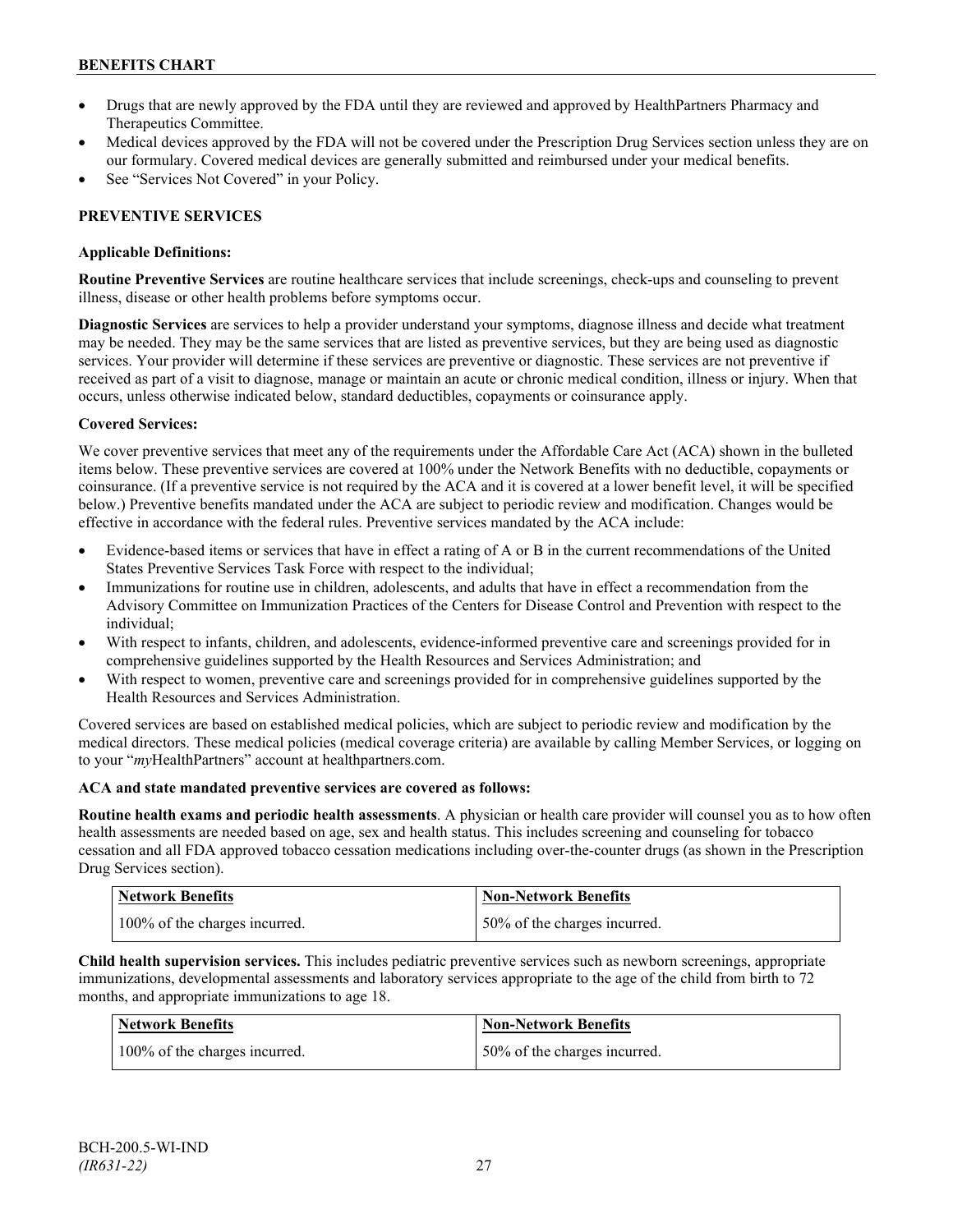- Drugs that are newly approved by the FDA until they are reviewed and approved by HealthPartners Pharmacy and Therapeutics Committee.
- Medical devices approved by the FDA will not be covered under the Prescription Drug Services section unless they are on our formulary. Covered medical devices are generally submitted and reimbursed under your medical benefits.
- See "Services Not Covered" in your Policy.

## PREVENTIVE SERVICES

### Applicable Definitions:

**Routine Preventive Services** are routine healthcare services that include screenings, check-ups and counseling to prevent illness, disease or other health problems before symptoms occur.

**Diagnostic Services** are services to help a provider understand your symptoms, diagnose illness and decide what treatment may be needed. They may be the same services that are listed as preventive services, but they are being used as diagnostic services. Your provider will determine if these services are preventive or diagnostic. These services are not preventive if received as part of a visit to diagnose, manage or maintain an acute or chronic medical condition, illness or injury. When that occurs, unless otherwise indicated below, standard deductibles, copayments or coinsurance apply.

### Covered Services:

We cover preventive services that meet any of the requirements under the Affordable Care Act (ACA) shown in the bulleted items below. These preventive services are covered at 100% under the Network Benefits with no deductible, copayments or coinsurance. (If a preventive service is not required by the ACA and it is covered at a lower benefit level, it will be specified below.) Preventive benefits mandated under the ACA are subject to periodic review and modification. Changes would be effective in accordance with the federal rules. Preventive services mandated by the ACA include:

- Evidence-based items or services that have in effect a rating of A or B in the current recommendations of the United States Preventive Services Task Force with respect to the individual;
- Immunizations for routine use in children, adolescents, and adults that have in effect a recommendation from the Advisory Committee on Immunization Practices of the Centers for Disease Control and Prevention with respect to the individual;
- With respect to infants, children, and adolescents, evidence-informed preventive care and screenings provided for in comprehensive guidelines supported by the Health Resources and Services Administration; and
- With respect to women, preventive care and screenings provided for in comprehensive guidelines supported by the Health Resources and Services Administration.

Covered services are based on established medical policies, which are subject to periodic review and modification by the medical directors. These medical policies (medical coverage criteria) are available by calling Member Services, or logging on to your "*my*HealthPartners" account at healthpartners.com.

**ACA and state mandated preventive services are covered as follows:**

**Routine health exams and periodic health assessments**. A physician or health care provider will counsel you as to how often health assessments are needed based on age, sex and health status. This includes screening and counseling for tobacco cessation and all FDA approved tobacco cessation medications including over-the-counter drugs (as shown in the Prescription Drug Services section).

| Network Benefits | Non-Network Benefits |
|---|---|
| 100% of the charges incurred. | 50% of the charges incurred. |

**Child health supervision services.** This includes pediatric preventive services such as newborn screenings, appropriate immunizations, developmental assessments and laboratory services appropriate to the age of the child from birth to 72 months, and appropriate immunizations to age 18.

| Network Benefits | Non-Network Benefits |
|---|---|
| 100% of the charges incurred. | 50% of the charges incurred. |

BCH-200.5-WI-IND
*(IR631-22)*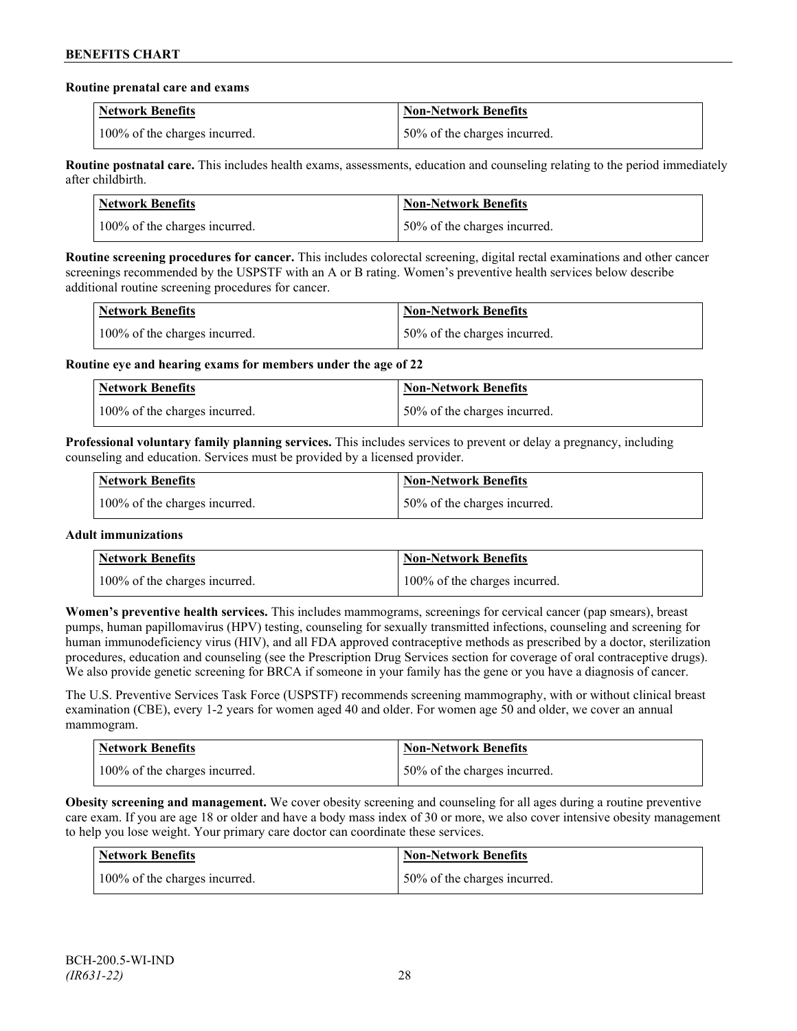**Routine prenatal care and exams**

| Network Benefits | Non-Network Benefits |
| --- | --- |
| 100% of the charges incurred. | 50% of the charges incurred. |

**Routine postnatal care.** This includes health exams, assessments, education and counseling relating to the period immediately after childbirth.

| Network Benefits | Non-Network Benefits |
| --- | --- |
| 100% of the charges incurred. | 50% of the charges incurred. |

**Routine screening procedures for cancer.** This includes colorectal screening, digital rectal examinations and other cancer screenings recommended by the USPSTF with an A or B rating. Women's preventive health services below describe additional routine screening procedures for cancer.

| Network Benefits | Non-Network Benefits |
| --- | --- |
| 100% of the charges incurred. | 50% of the charges incurred. |

**Routine eye and hearing exams for members under the age of 22**

| Network Benefits | Non-Network Benefits |
| --- | --- |
| 100% of the charges incurred. | 50% of the charges incurred. |

**Professional voluntary family planning services.** This includes services to prevent or delay a pregnancy, including counseling and education. Services must be provided by a licensed provider.

| Network Benefits | Non-Network Benefits |
| --- | --- |
| 100% of the charges incurred. | 50% of the charges incurred. |

**Adult immunizations**

| Network Benefits | Non-Network Benefits |
| --- | --- |
| 100% of the charges incurred. | 100% of the charges incurred. |

**Women's preventive health services.** This includes mammograms, screenings for cervical cancer (pap smears), breast pumps, human papillomavirus (HPV) testing, counseling for sexually transmitted infections, counseling and screening for human immunodeficiency virus (HIV), and all FDA approved contraceptive methods as prescribed by a doctor, sterilization procedures, education and counseling (see the Prescription Drug Services section for coverage of oral contraceptive drugs). We also provide genetic screening for BRCA if someone in your family has the gene or you have a diagnosis of cancer.

The U.S. Preventive Services Task Force (USPSTF) recommends screening mammography, with or without clinical breast examination (CBE), every 1-2 years for women aged 40 and older. For women age 50 and older, we cover an annual mammogram.

| Network Benefits | Non-Network Benefits |
| --- | --- |
| 100% of the charges incurred. | 50% of the charges incurred. |

**Obesity screening and management.** We cover obesity screening and counseling for all ages during a routine preventive care exam. If you are age 18 or older and have a body mass index of 30 or more, we also cover intensive obesity management to help you lose weight. Your primary care doctor can coordinate these services.

| Network Benefits | Non-Network Benefits |
| --- | --- |
| 100% of the charges incurred. | 50% of the charges incurred. |

BCH-200.5-WI-IND
*(IR631-22)*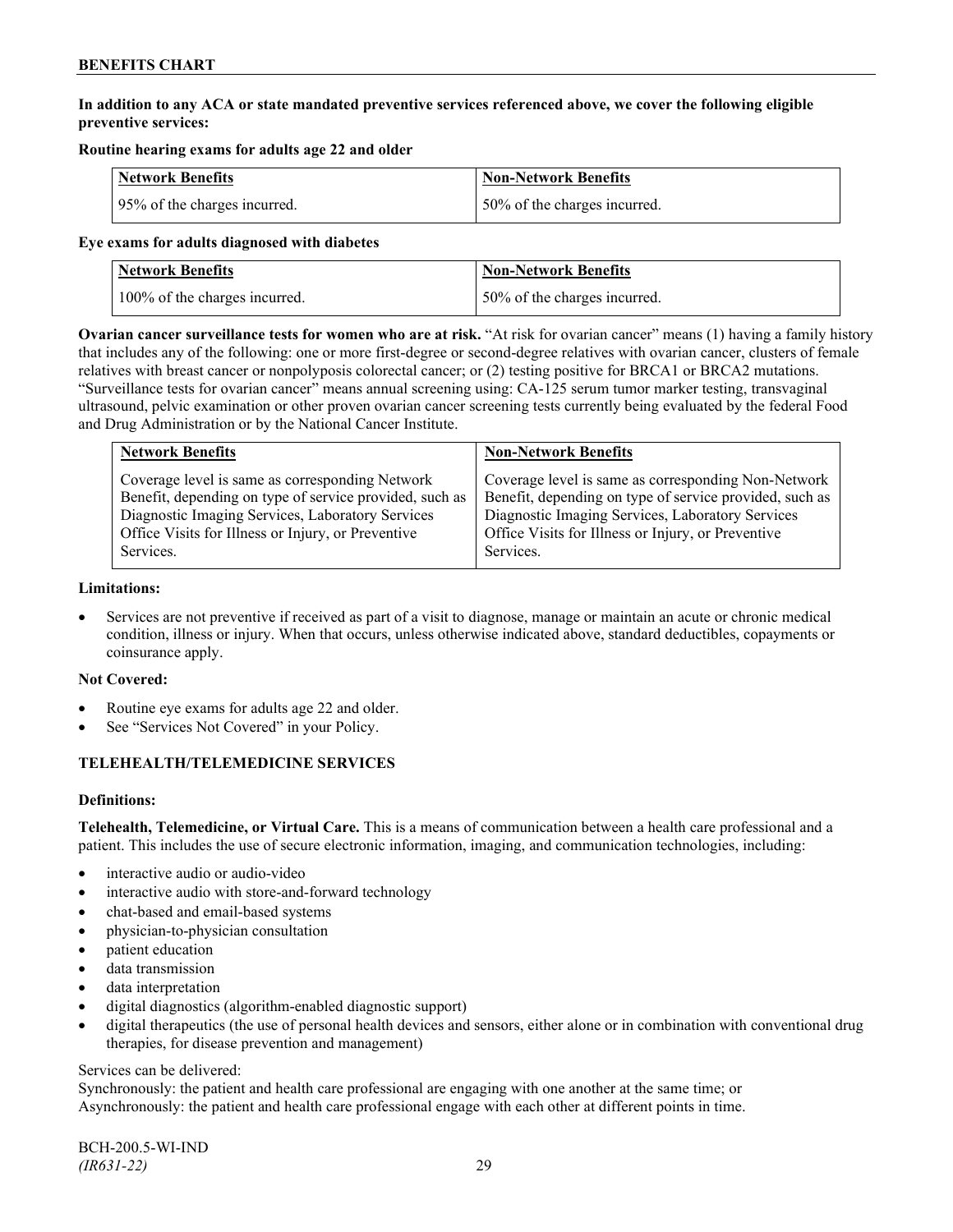**In addition to any ACA or state mandated preventive services referenced above, we cover the following eligible preventive services:**

**Routine hearing exams for adults age 22 and older**

| Network Benefits | Non-Network Benefits |
|---|---|
| 95% of the charges incurred. | 50% of the charges incurred. |

**Eye exams for adults diagnosed with diabetes**

| Network Benefits | Non-Network Benefits |
|---|---|
| 100% of the charges incurred. | 50% of the charges incurred. |

**Ovarian cancer surveillance tests for women who are at risk.** "At risk for ovarian cancer" means (1) having a family history that includes any of the following: one or more first-degree or second-degree relatives with ovarian cancer, clusters of female relatives with breast cancer or nonpolyposis colorectal cancer; or (2) testing positive for BRCA1 or BRCA2 mutations. "Surveillance tests for ovarian cancer" means annual screening using: CA-125 serum tumor marker testing, transvaginal ultrasound, pelvic examination or other proven ovarian cancer screening tests currently being evaluated by the federal Food and Drug Administration or by the National Cancer Institute.

| Network Benefits | Non-Network Benefits |
|---|---|
| Coverage level is same as corresponding Network Benefit, depending on type of service provided, such as Diagnostic Imaging Services, Laboratory Services Office Visits for Illness or Injury, or Preventive Services. | Coverage level is same as corresponding Non-Network Benefit, depending on type of service provided, such as Diagnostic Imaging Services, Laboratory Services Office Visits for Illness or Injury, or Preventive Services. |

**Limitations:**

- Services are not preventive if received as part of a visit to diagnose, manage or maintain an acute or chronic medical condition, illness or injury. When that occurs, unless otherwise indicated above, standard deductibles, copayments or coinsurance apply.

**Not Covered:**

- Routine eye exams for adults age 22 and older.
- See "Services Not Covered" in your Policy.

## TELEHEALTH/TELEMEDICINE SERVICES

**Definitions:**

**Telehealth, Telemedicine, or Virtual Care.** This is a means of communication between a health care professional and a patient. This includes the use of secure electronic information, imaging, and communication technologies, including:

- interactive audio or audio-video
- interactive audio with store-and-forward technology
- chat-based and email-based systems
- physician-to-physician consultation
- patient education
- data transmission
- data interpretation
- digital diagnostics (algorithm-enabled diagnostic support)
- digital therapeutics (the use of personal health devices and sensors, either alone or in combination with conventional drug therapies, for disease prevention and management)

Services can be delivered:
Synchronously: the patient and health care professional are engaging with one another at the same time; or
Asynchronously: the patient and health care professional engage with each other at different points in time.

BCH-200.5-WI-IND
*(IR631-22)*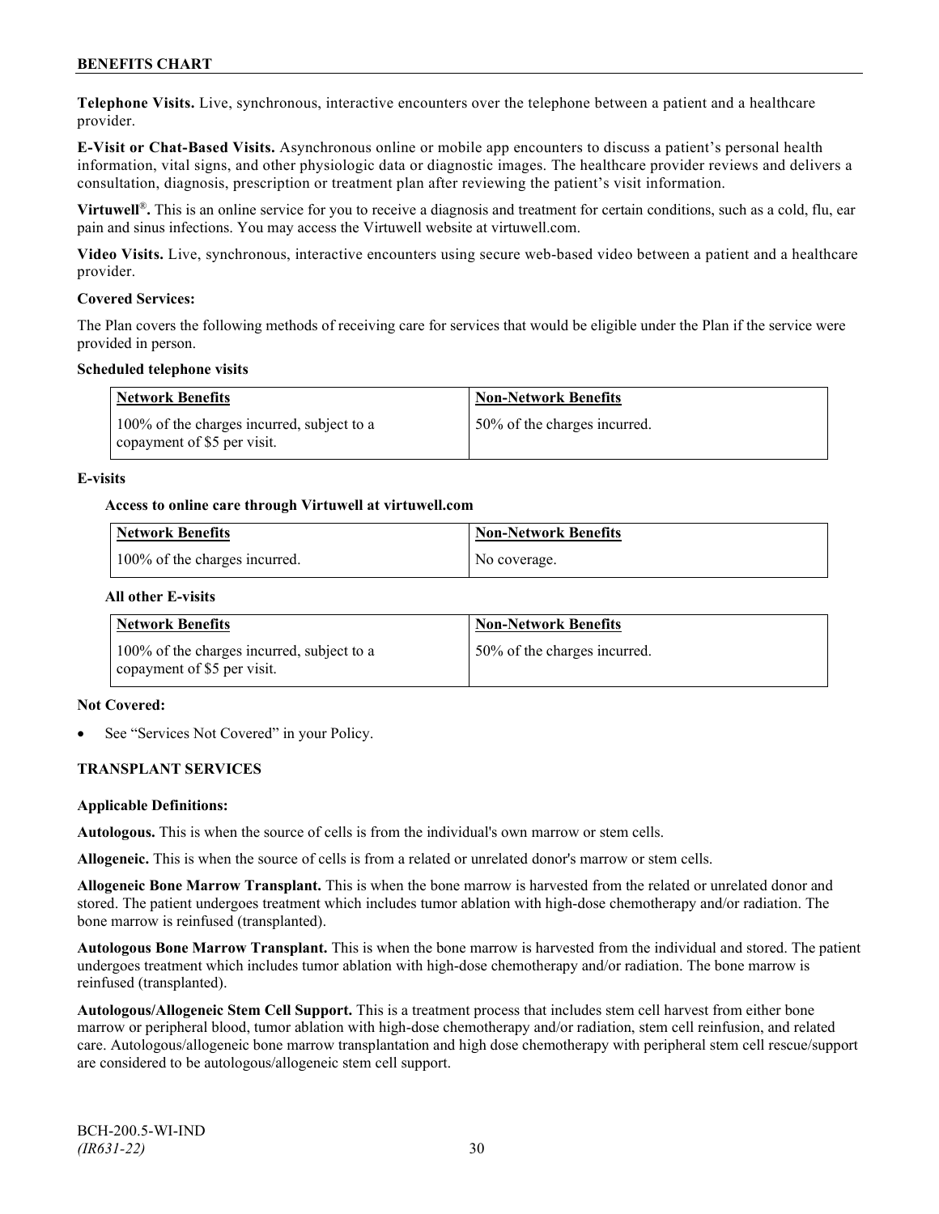**Telephone Visits.** Live, synchronous, interactive encounters over the telephone between a patient and a healthcare provider.

**E-Visit or Chat-Based Visits.** Asynchronous online or mobile app encounters to discuss a patient's personal health information, vital signs, and other physiologic data or diagnostic images. The healthcare provider reviews and delivers a consultation, diagnosis, prescription or treatment plan after reviewing the patient's visit information.

**Virtuwell®.** This is an online service for you to receive a diagnosis and treatment for certain conditions, such as a cold, flu, ear pain and sinus infections. You may access the Virtuwell website at virtuwell.com.

**Video Visits.** Live, synchronous, interactive encounters using secure web-based video between a patient and a healthcare provider.

**Covered Services:**

The Plan covers the following methods of receiving care for services that would be eligible under the Plan if the service were provided in person.

**Scheduled telephone visits**

| Network Benefits | Non-Network Benefits |
|---|---|
| 100% of the charges incurred, subject to a copayment of $5 per visit. | 50% of the charges incurred. |

**E-visits**

**Access to online care through Virtuwell at virtuwell.com**

| Network Benefits | Non-Network Benefits |
|---|---|
| 100% of the charges incurred. | No coverage. |

**All other E-visits**

| Network Benefits | Non-Network Benefits |
|---|---|
| 100% of the charges incurred, subject to a copayment of $5 per visit. | 50% of the charges incurred. |

**Not Covered:**

- See "Services Not Covered" in your Policy.

## TRANSPLANT SERVICES

**Applicable Definitions:**

**Autologous.** This is when the source of cells is from the individual's own marrow or stem cells.

**Allogeneic.** This is when the source of cells is from a related or unrelated donor's marrow or stem cells.

**Allogeneic Bone Marrow Transplant.** This is when the bone marrow is harvested from the related or unrelated donor and stored. The patient undergoes treatment which includes tumor ablation with high-dose chemotherapy and/or radiation. The bone marrow is reinfused (transplanted).

**Autologous Bone Marrow Transplant.** This is when the bone marrow is harvested from the individual and stored. The patient undergoes treatment which includes tumor ablation with high-dose chemotherapy and/or radiation. The bone marrow is reinfused (transplanted).

**Autologous/Allogeneic Stem Cell Support.** This is a treatment process that includes stem cell harvest from either bone marrow or peripheral blood, tumor ablation with high-dose chemotherapy and/or radiation, stem cell reinfusion, and related care. Autologous/allogeneic bone marrow transplantation and high dose chemotherapy with peripheral stem cell rescue/support are considered to be autologous/allogeneic stem cell support.

BCH-200.5-WI-IND
*(IR631-22)*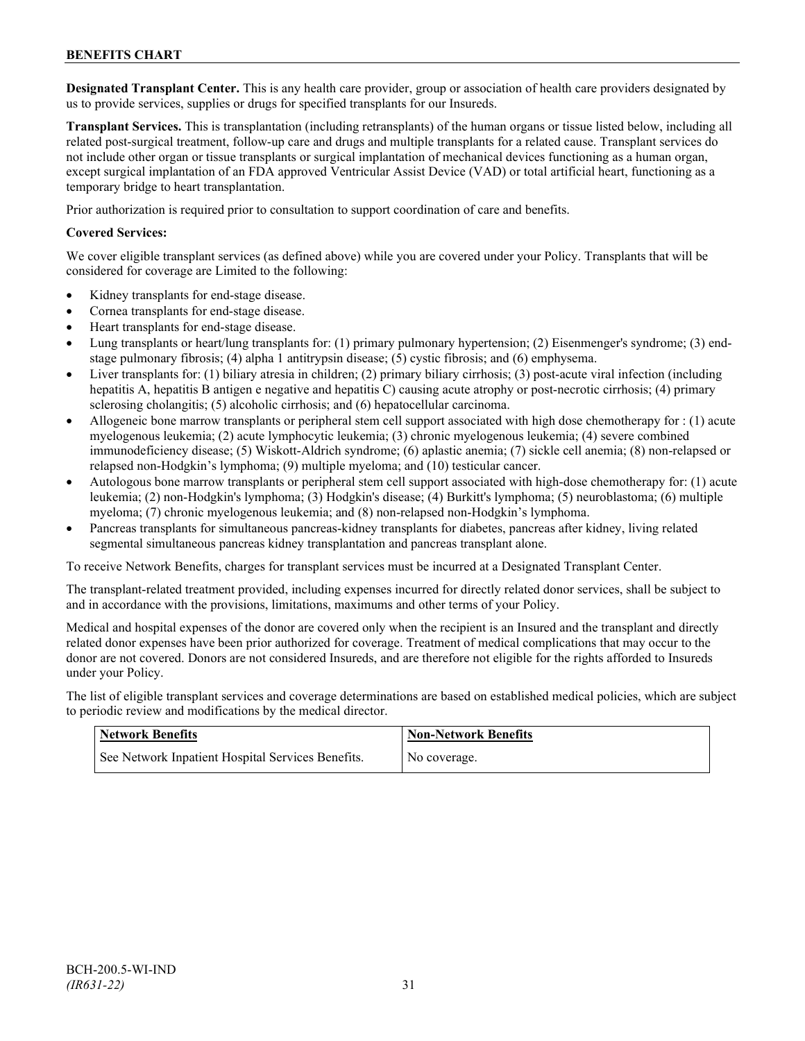**Designated Transplant Center.** This is any health care provider, group or association of health care providers designated by us to provide services, supplies or drugs for specified transplants for our Insureds.

**Transplant Services.** This is transplantation (including retransplants) of the human organs or tissue listed below, including all related post-surgical treatment, follow-up care and drugs and multiple transplants for a related cause. Transplant services do not include other organ or tissue transplants or surgical implantation of mechanical devices functioning as a human organ, except surgical implantation of an FDA approved Ventricular Assist Device (VAD) or total artificial heart, functioning as a temporary bridge to heart transplantation.

Prior authorization is required prior to consultation to support coordination of care and benefits.

**Covered Services:**

We cover eligible transplant services (as defined above) while you are covered under your Policy. Transplants that will be considered for coverage are Limited to the following:

- Kidney transplants for end-stage disease.
- Cornea transplants for end-stage disease.
- Heart transplants for end-stage disease.
- Lung transplants or heart/lung transplants for: (1) primary pulmonary hypertension; (2) Eisenmenger's syndrome; (3) end-stage pulmonary fibrosis; (4) alpha 1 antitrypsin disease; (5) cystic fibrosis; and (6) emphysema.
- Liver transplants for: (1) biliary atresia in children; (2) primary biliary cirrhosis; (3) post-acute viral infection (including hepatitis A, hepatitis B antigen e negative and hepatitis C) causing acute atrophy or post-necrotic cirrhosis; (4) primary sclerosing cholangitis; (5) alcoholic cirrhosis; and (6) hepatocellular carcinoma.
- Allogeneic bone marrow transplants or peripheral stem cell support associated with high dose chemotherapy for : (1) acute myelogenous leukemia; (2) acute lymphocytic leukemia; (3) chronic myelogenous leukemia; (4) severe combined immunodeficiency disease; (5) Wiskott-Aldrich syndrome; (6) aplastic anemia; (7) sickle cell anemia; (8) non-relapsed or relapsed non-Hodgkin's lymphoma; (9) multiple myeloma; and (10) testicular cancer.
- Autologous bone marrow transplants or peripheral stem cell support associated with high-dose chemotherapy for: (1) acute leukemia; (2) non-Hodgkin's lymphoma; (3) Hodgkin's disease; (4) Burkitt's lymphoma; (5) neuroblastoma; (6) multiple myeloma; (7) chronic myelogenous leukemia; and (8) non-relapsed non-Hodgkin's lymphoma.
- Pancreas transplants for simultaneous pancreas-kidney transplants for diabetes, pancreas after kidney, living related segmental simultaneous pancreas kidney transplantation and pancreas transplant alone.

To receive Network Benefits, charges for transplant services must be incurred at a Designated Transplant Center.

The transplant-related treatment provided, including expenses incurred for directly related donor services, shall be subject to and in accordance with the provisions, limitations, maximums and other terms of your Policy.

Medical and hospital expenses of the donor are covered only when the recipient is an Insured and the transplant and directly related donor expenses have been prior authorized for coverage. Treatment of medical complications that may occur to the donor are not covered. Donors are not considered Insureds, and are therefore not eligible for the rights afforded to Insureds under your Policy.

The list of eligible transplant services and coverage determinations are based on established medical policies, which are subject to periodic review and modifications by the medical director.

| Network Benefits | Non-Network Benefits |
|---|---|
| See Network Inpatient Hospital Services Benefits. | No coverage. |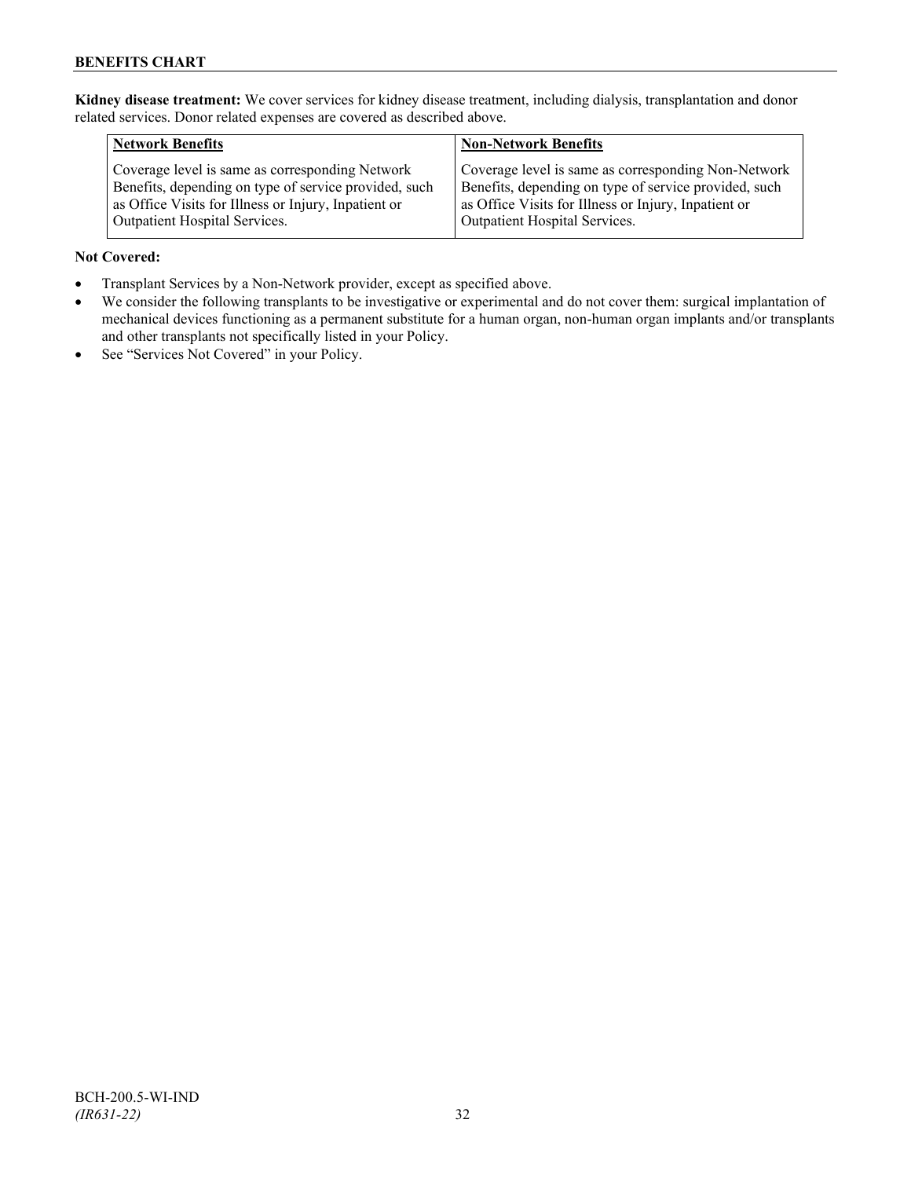**Kidney disease treatment:** We cover services for kidney disease treatment, including dialysis, transplantation and donor related services. Donor related expenses are covered as described above.

| Network Benefits | Non-Network Benefits |
|---|---|
| Coverage level is same as corresponding Network Benefits, depending on type of service provided, such as Office Visits for Illness or Injury, Inpatient or Outpatient Hospital Services. | Coverage level is same as corresponding Non-Network Benefits, depending on type of service provided, such as Office Visits for Illness or Injury, Inpatient or Outpatient Hospital Services. |

**Not Covered:**

- Transplant Services by a Non-Network provider, except as specified above.
- We consider the following transplants to be investigative or experimental and do not cover them: surgical implantation of mechanical devices functioning as a permanent substitute for a human organ, non-human organ implants and/or transplants and other transplants not specifically listed in your Policy.
- See "Services Not Covered" in your Policy.